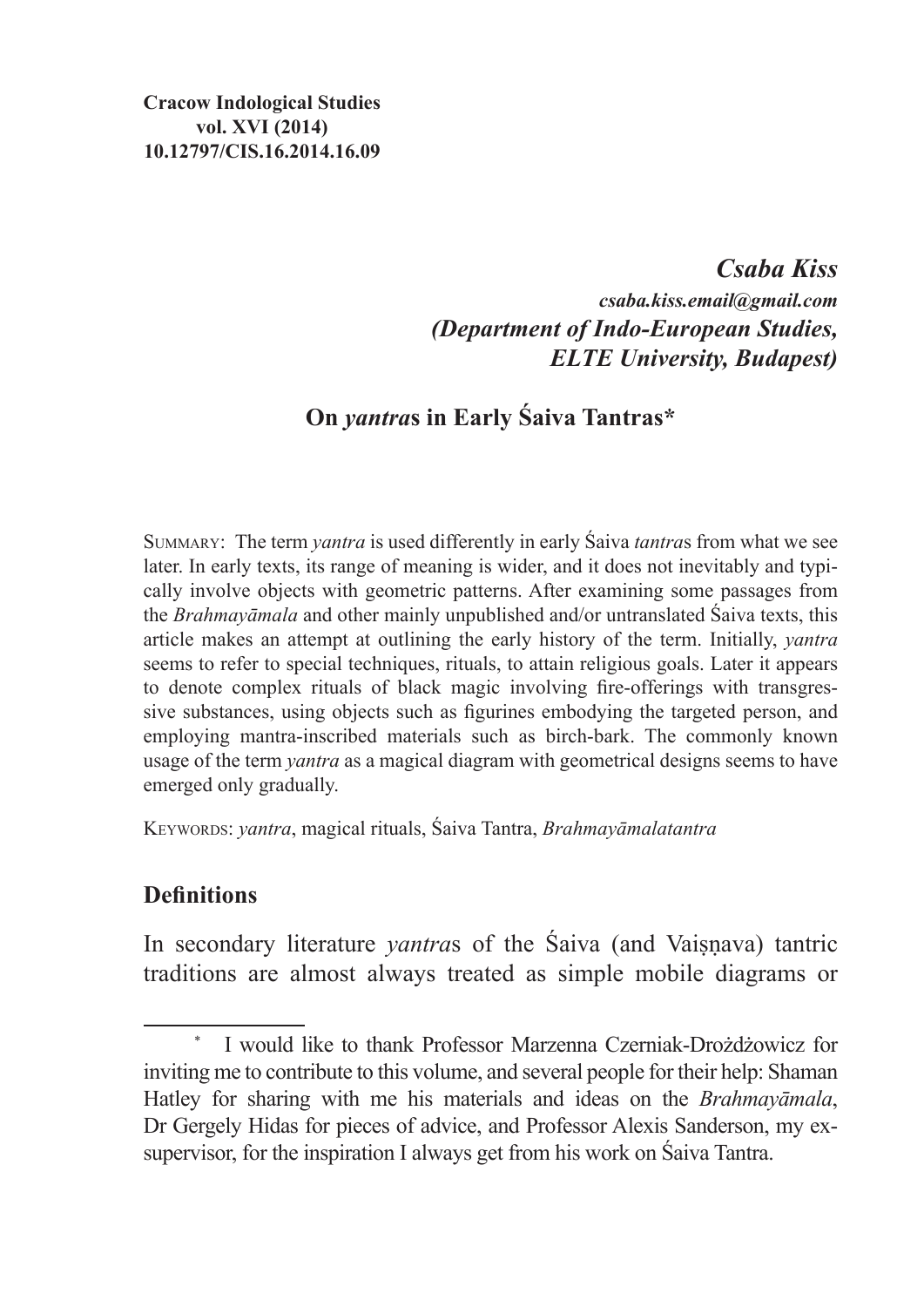**Cracow Indological Studies**
**vol. XVI (2014)**
**10.12797/CIS.16.2014.16.09**

***Csaba Kiss***
***csaba.kiss.email@gmail.com***
***(Department of Indo-European Studies, ELTE University, Budapest)***

# On *yantra*s in Early Śaiva Tantras*

SUMMARY: The term *yantra* is used differently in early Śaiva *tantra*s from what we see later. In early texts, its range of meaning is wider, and it does not inevitably and typically involve objects with geometric patterns. After examining some passages from the *Brahmayāmala* and other mainly unpublished and/or untranslated Śaiva texts, this article makes an attempt at outlining the early history of the term. Initially, *yantra* seems to refer to special techniques, rituals, to attain religious goals. Later it appears to denote complex rituals of black magic involving fire-offerings with transgressive substances, using objects such as figurines embodying the targeted person, and employing mantra-inscribed materials such as birch-bark. The commonly known usage of the term *yantra* as a magical diagram with geometrical designs seems to have emerged only gradually.

KEYWORDS: *yantra*, magical rituals, Śaiva Tantra, *Brahmayāmalatantra*

## Definitions

In secondary literature *yantra*s of the Śaiva (and Vaiṣṇava) tantric traditions are almost always treated as simple mobile diagrams or

---

* I would like to thank Professor Marzenna Czerniak-Drożdżowicz for inviting me to contribute to this volume, and several people for their help: Shaman Hatley for sharing with me his materials and ideas on the *Brahmayāmala*, Dr Gergely Hidas for pieces of advice, and Professor Alexis Sanderson, my ex-supervisor, for the inspiration I always get from his work on Śaiva Tantra.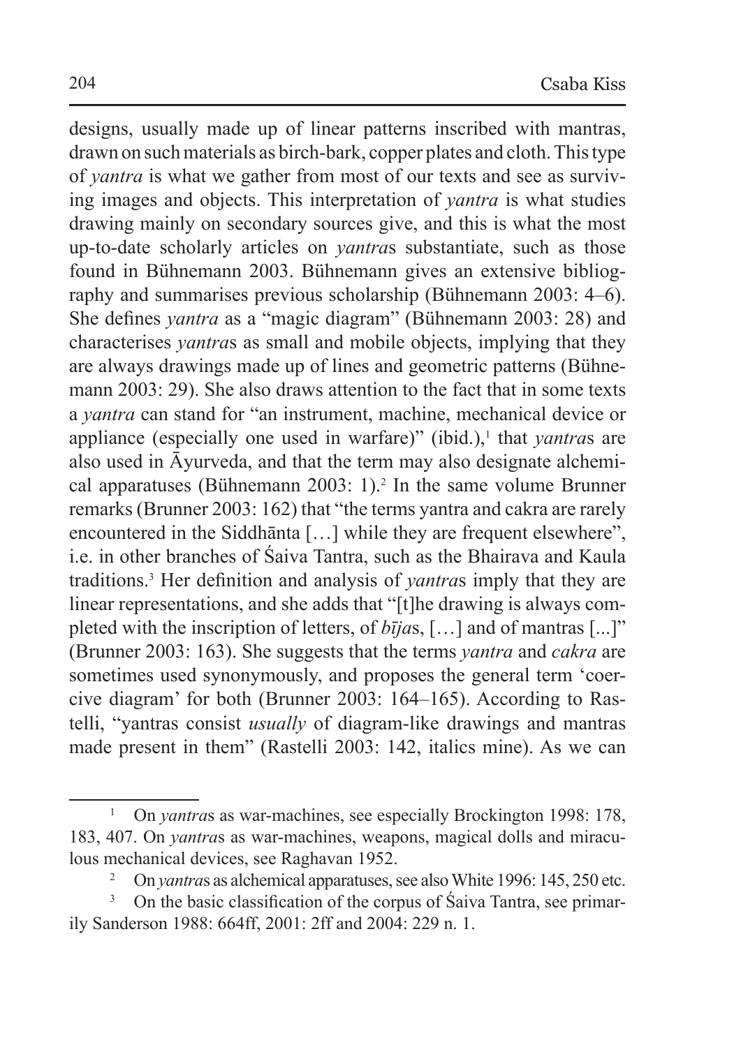designs, usually made up of linear patterns inscribed with mantras, drawn on such materials as birch-bark, copper plates and cloth. This type of *yantra* is what we gather from most of our texts and see as surviving images and objects. This interpretation of *yantra* is what studies drawing mainly on secondary sources give, and this is what the most up-to-date scholarly articles on *yantra*s substantiate, such as those found in Bühnemann 2003. Bühnemann gives an extensive bibliography and summarises previous scholarship (Bühnemann 2003: 4–6). She defines *yantra* as a "magic diagram" (Bühnemann 2003: 28) and characterises *yantra*s as small and mobile objects, implying that they are always drawings made up of lines and geometric patterns (Bühnemann 2003: 29). She also draws attention to the fact that in some texts a *yantra* can stand for "an instrument, machine, mechanical device or appliance (especially one used in warfare)" (ibid.),[1] that *yantra*s are also used in Āyurveda, and that the term may also designate alchemical apparatuses (Bühnemann 2003: 1).[2] In the same volume Brunner remarks (Brunner 2003: 162) that "the terms yantra and cakra are rarely encountered in the Siddhānta […] while they are frequent elsewhere", i.e. in other branches of Śaiva Tantra, such as the Bhairava and Kaula traditions.[3] Her definition and analysis of *yantra*s imply that they are linear representations, and she adds that "[t]he drawing is always completed with the inscription of letters, of *bīja*s, […] and of mantras [...]" (Brunner 2003: 163). She suggests that the terms *yantra* and *cakra* are sometimes used synonymously, and proposes the general term 'coercive diagram' for both (Brunner 2003: 164–165). According to Rastelli, "yantras consist *usually* of diagram-like drawings and mantras made present in them" (Rastelli 2003: 142, italics mine). As we can

---

[1] On *yantra*s as war-machines, see especially Brockington 1998: 178, 183, 407. On *yantra*s as war-machines, weapons, magical dolls and miraculous mechanical devices, see Raghavan 1952.

[2] On *yantra*s as alchemical apparatuses, see also White 1996: 145, 250 etc.

[3] On the basic classification of the corpus of Śaiva Tantra, see primarily Sanderson 1988: 664ff, 2001: 2ff and 2004: 229 n. 1.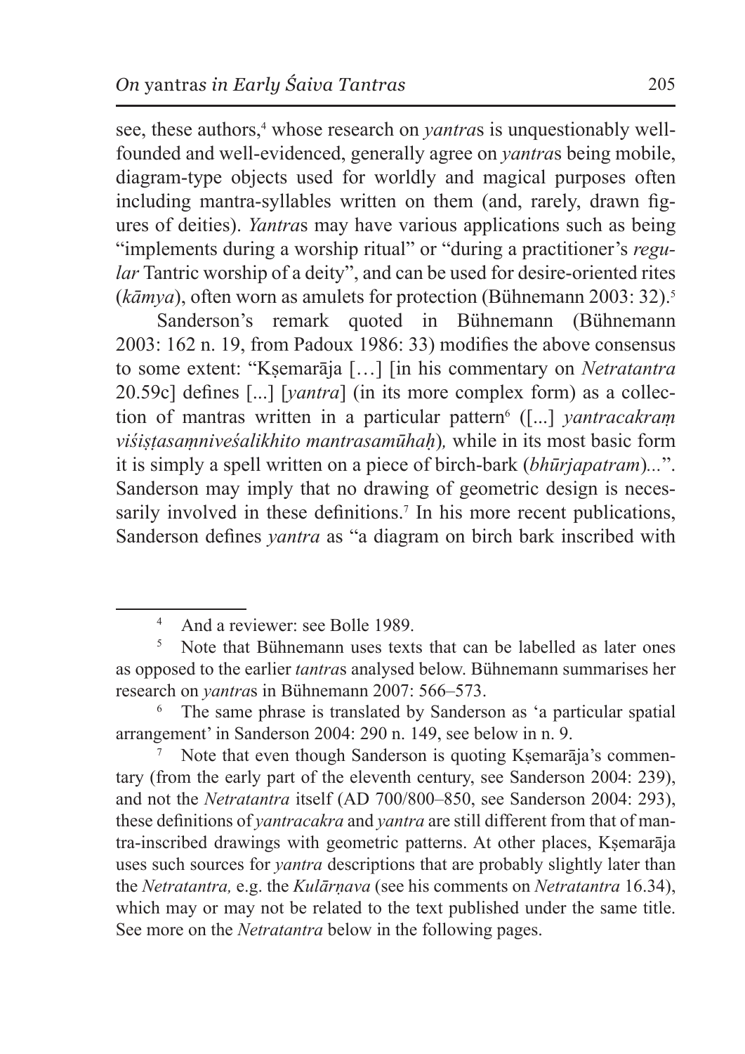see, these authors,[4] whose research on *yantra*s is unquestionably well-founded and well-evidenced, generally agree on *yantra*s being mobile, diagram-type objects used for worldly and magical purposes often including mantra-syllables written on them (and, rarely, drawn figures of deities). *Yantra*s may have various applications such as being "implements during a worship ritual" or "during a practitioner's *regular* Tantric worship of a deity", and can be used for desire-oriented rites (*kāmya*), often worn as amulets for protection (Bühnemann 2003: 32).[5]

Sanderson's remark quoted in Bühnemann (Bühnemann 2003: 162 n. 19, from Padoux 1986: 33) modifies the above consensus to some extent: "Kṣemarāja […] [in his commentary on *Netratantra* 20.59c] defines [...] [*yantra*] (in its more complex form) as a collection of mantras written in a particular pattern[6] ([...] *yantracakraṃ viśiṣṭasaṃniveśalikhito mantrasamūhaḥ*)*,* while in its most basic form it is simply a spell written on a piece of birch-bark (*bhūrjapatram*)...". Sanderson may imply that no drawing of geometric design is necessarily involved in these definitions.[7] In his more recent publications, Sanderson defines *yantra* as "a diagram on birch bark inscribed with

---

[4] And a reviewer: see Bolle 1989.

[5] Note that Bühnemann uses texts that can be labelled as later ones as opposed to the earlier *tantra*s analysed below. Bühnemann summarises her research on *yantra*s in Bühnemann 2007: 566–573.

[6] The same phrase is translated by Sanderson as 'a particular spatial arrangement' in Sanderson 2004: 290 n. 149, see below in n. 9.

[7] Note that even though Sanderson is quoting Kṣemarāja's commentary (from the early part of the eleventh century, see Sanderson 2004: 239), and not the *Netratantra* itself (AD 700/800–850, see Sanderson 2004: 293), these definitions of *yantracakra* and *yantra* are still different from that of mantra-inscribed drawings with geometric patterns. At other places, Kṣemarāja uses such sources for *yantra* descriptions that are probably slightly later than the *Netratantra,* e.g. the *Kulārṇava* (see his comments on *Netratantra* 16.34), which may or may not be related to the text published under the same title. See more on the *Netratantra* below in the following pages.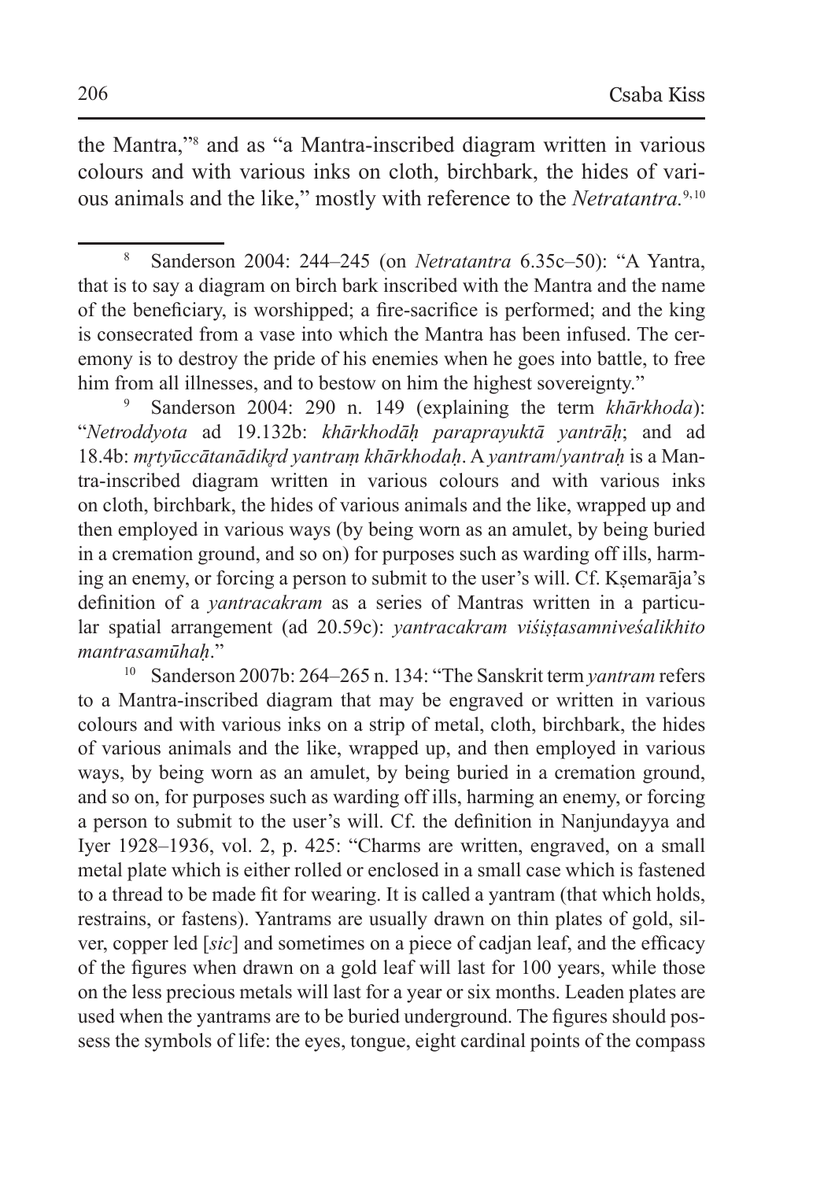the Mantra,"[8] and as "a Mantra-inscribed diagram written in various colours and with various inks on cloth, birchbark, the hides of various animals and the like," mostly with reference to the *Netratantra.*[9,10]

---

[8] Sanderson 2004: 244–245 (on *Netratantra* 6.35c–50): "A Yantra, that is to say a diagram on birch bark inscribed with the Mantra and the name of the beneficiary, is worshipped; a fire-sacrifice is performed; and the king is consecrated from a vase into which the Mantra has been infused. The ceremony is to destroy the pride of his enemies when he goes into battle, to free him from all illnesses, and to bestow on him the highest sovereignty."

[9] Sanderson 2004: 290 n. 149 (explaining the term *khārkhoda*): "*Netroddyota* ad 19.132b: *khārkhodāḥ paraprayuktā yantrāḥ*; and ad 18.4b: *mṛtyūccātanādikṛd yantraṃ khārkhodaḥ*. A *yantram*/*yantraḥ* is a Mantra-inscribed diagram written in various colours and with various inks on cloth, birchbark, the hides of various animals and the like, wrapped up and then employed in various ways (by being worn as an amulet, by being buried in a cremation ground, and so on) for purposes such as warding off ills, harming an enemy, or forcing a person to submit to the user's will. Cf. Kṣemarāja's definition of a *yantracakram* as a series of Mantras written in a particular spatial arrangement (ad 20.59c): *yantracakram viśiṣṭasamniveśalikhito mantrasamūhaḥ*."

[10] Sanderson 2007b: 264–265 n. 134: "The Sanskrit term *yantram* refers to a Mantra-inscribed diagram that may be engraved or written in various colours and with various inks on a strip of metal, cloth, birchbark, the hides of various animals and the like, wrapped up, and then employed in various ways, by being worn as an amulet, by being buried in a cremation ground, and so on, for purposes such as warding off ills, harming an enemy, or forcing a person to submit to the user's will. Cf. the definition in Nanjundayya and Iyer 1928–1936, vol. 2, p. 425: "Charms are written, engraved, on a small metal plate which is either rolled or enclosed in a small case which is fastened to a thread to be made fit for wearing. It is called a yantram (that which holds, restrains, or fastens). Yantrams are usually drawn on thin plates of gold, silver, copper led [*sic*] and sometimes on a piece of cadjan leaf, and the efficacy of the figures when drawn on a gold leaf will last for 100 years, while those on the less precious metals will last for a year or six months. Leaden plates are used when the yantrams are to be buried underground. The figures should possess the symbols of life: the eyes, tongue, eight cardinal points of the compass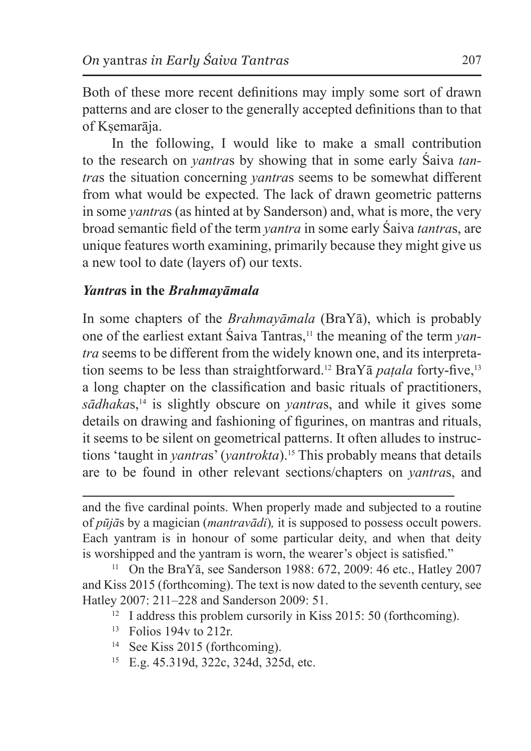Both of these more recent definitions may imply some sort of drawn patterns and are closer to the generally accepted definitions than to that of Kṣemarāja.

In the following, I would like to make a small contribution to the research on *yantra*s by showing that in some early Śaiva *tantra*s the situation concerning *yantra*s seems to be somewhat different from what would be expected. The lack of drawn geometric patterns in some *yantra*s (as hinted at by Sanderson) and, what is more, the very broad semantic field of the term *yantra* in some early Śaiva *tantra*s, are unique features worth examining, primarily because they might give us a new tool to date (layers of) our texts.

## ***Yantra*s in the *Brahmayāmala***

In some chapters of the *Brahmayāmala* (BraYā), which is probably one of the earliest extant Śaiva Tantras,[11] the meaning of the term *yantra* seems to be different from the widely known one, and its interpretation seems to be less than straightforward.[12] BraYā *paṭala* forty-five,[13] a long chapter on the classification and basic rituals of practitioners, *sādhaka*s,[14] is slightly obscure on *yantra*s, and while it gives some details on drawing and fashioning of figurines, on mantras and rituals, it seems to be silent on geometrical patterns. It often alludes to instructions 'taught in *yantra*s' (*yantrokta*).[15] This probably means that details are to be found in other relevant sections/chapters on *yantra*s, and

---

and the five cardinal points. When properly made and subjected to a routine of *pūjā*s by a magician (*mantravādi*)*,* it is supposed to possess occult powers. Each yantram is in honour of some particular deity, and when that deity is worshipped and the yantram is worn, the wearer's object is satisfied."

[11] On the BraYā, see Sanderson 1988: 672, 2009: 46 etc., Hatley 2007 and Kiss 2015 (forthcoming). The text is now dated to the seventh century, see Hatley 2007: 211–228 and Sanderson 2009: 51.

[12] I address this problem cursorily in Kiss 2015: 50 (forthcoming).

[13] Folios 194v to 212r.

[14] See Kiss 2015 (forthcoming).

[15] E.g. 45.319d, 322c, 324d, 325d, etc.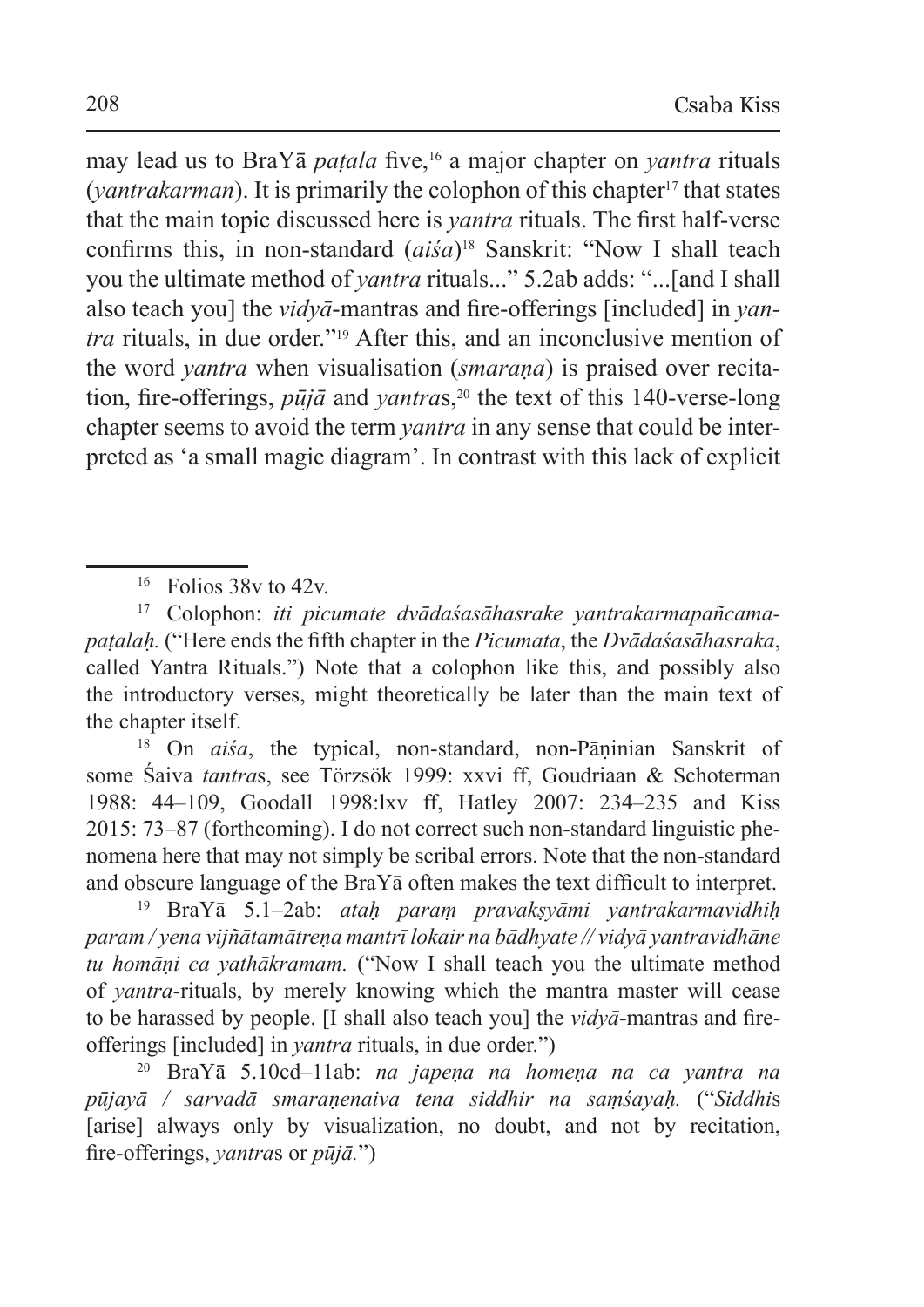may lead us to BraYā *paṭala* five,[16] a major chapter on *yantra* rituals (*yantrakarman*). It is primarily the colophon of this chapter[17] that states that the main topic discussed here is *yantra* rituals. The first half-verse confirms this, in non-standard (*aiśa*)[18] Sanskrit: "Now I shall teach you the ultimate method of *yantra* rituals..." 5.2ab adds: "...[and I shall also teach you] the *vidyā*-mantras and fire-offerings [included] in *yantra* rituals, in due order."[19] After this, and an inconclusive mention of the word *yantra* when visualisation (*smaraṇa*) is praised over recitation, fire-offerings, *pūjā* and *yantra*s,[20] the text of this 140-verse-long chapter seems to avoid the term *yantra* in any sense that could be interpreted as 'a small magic diagram'. In contrast with this lack of explicit

---

[16] Folios 38v to 42v.

[17] Colophon: *iti picumate dvādaśasāhasrake yantrakarmapañcamapaṭalaḥ.* ("Here ends the fifth chapter in the *Picumata*, the *Dvādaśasāhasraka*, called Yantra Rituals.") Note that a colophon like this, and possibly also the introductory verses, might theoretically be later than the main text of the chapter itself.

[18] On *aiśa*, the typical, non-standard, non-Pāṇinian Sanskrit of some Śaiva *tantra*s, see Törzsök 1999: xxvi ff, Goudriaan & Schoterman 1988: 44–109, Goodall 1998:lxv ff, Hatley 2007: 234–235 and Kiss 2015: 73–87 (forthcoming). I do not correct such non-standard linguistic phenomena here that may not simply be scribal errors. Note that the non-standard and obscure language of the BraYā often makes the text difficult to interpret.

[19] BraYā 5.1–2ab: *ataḥ paraṃ pravakṣyāmi yantrakarmavidhiḥ param / yena vijñātamātreṇa mantrī lokair na bādhyate // vidyā yantravidhāne tu homāṇi ca yathākramam.* ("Now I shall teach you the ultimate method of *yantra*-rituals, by merely knowing which the mantra master will cease to be harassed by people. [I shall also teach you] the *vidyā*-mantras and fire-offerings [included] in *yantra* rituals, in due order.")

[20] BraYā 5.10cd–11ab: *na japeṇa na homeṇa na ca yantra na pūjayā / sarvadā smaraṇenaiva tena siddhir na saṃśayaḥ.* ("*Siddhi*s [arise] always only by visualization, no doubt, and not by recitation, fire-offerings, *yantra*s or *pūjā.*")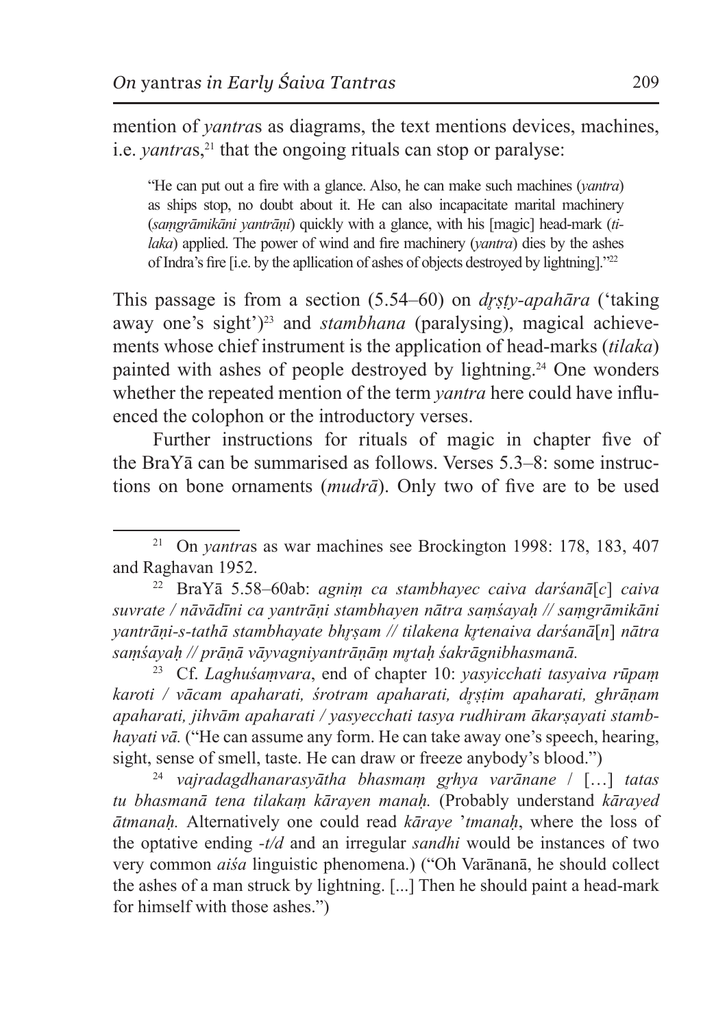mention of *yantra*s as diagrams, the text mentions devices, machines, i.e. *yantra*s,[21] that the ongoing rituals can stop or paralyse:

> "He can put out a fire with a glance. Also, he can make such machines (*yantra*) as ships stop, no doubt about it. He can also incapacitate marital machinery (*saṃgrāmikāni yantrāṇi*) quickly with a glance, with his [magic] head-mark (*tilaka*) applied. The power of wind and fire machinery (*yantra*) dies by the ashes of Indra's fire [i.e. by the apllication of ashes of objects destroyed by lightning]."[22]

This passage is from a section (5.54–60) on *dṛṣṭy-apahāra* ('taking away one's sight')[23] and *stambhana* (paralysing), magical achievements whose chief instrument is the application of head-marks (*tilaka*) painted with ashes of people destroyed by lightning.[24] One wonders whether the repeated mention of the term *yantra* here could have influenced the colophon or the introductory verses.

Further instructions for rituals of magic in chapter five of the BraYā can be summarised as follows. Verses 5.3–8: some instructions on bone ornaments (*mudrā*). Only two of five are to be used

---

[21] On *yantra*s as war machines see Brockington 1998: 178, 183, 407 and Raghavan 1952.

[22] BraYā 5.58–60ab: *agniṃ ca stambhayec caiva darśanā*[*c*] *caiva suvrate / nāvādīni ca yantrāṇi stambhayen nātra saṃśayaḥ // saṃgrāmikāni yantrāṇi-s-tathā stambhayate bhṛṣam // tilakena kṛtenaiva darśanā*[*n*] *nātra saṃśayaḥ // prāṇā vāyvagniyantrāṇāṃ mṛtaḥ śakrāgnibhasmanā.*

[23] Cf. *Laghuśaṃvara*, end of chapter 10: *yasyicchati tasyaiva rūpaṃ karoti / vācam apaharati, śrotram apaharati, dṛṣṭim apaharati, ghrāṇam apaharati, jihvām apaharati / yasyecchati tasya rudhiram ākarṣayati stambhayati vā.* ("He can assume any form. He can take away one's speech, hearing, sight, sense of smell, taste. He can draw or freeze anybody's blood.")

[24] *vajradagdhanarasyātha bhasmaṃ gṛhya varānane* / […] *tatas tu bhasmanā tena tilakaṃ kārayen manaḥ.* (Probably understand *kārayed ātmanaḥ.* Alternatively one could read *kāraye* '*tmanaḥ*, where the loss of the optative ending *-t/d* and an irregular *sandhi* would be instances of two very common *aiśa* linguistic phenomena.) ("Oh Varānanā, he should collect the ashes of a man struck by lightning. [...] Then he should paint a head-mark for himself with those ashes.")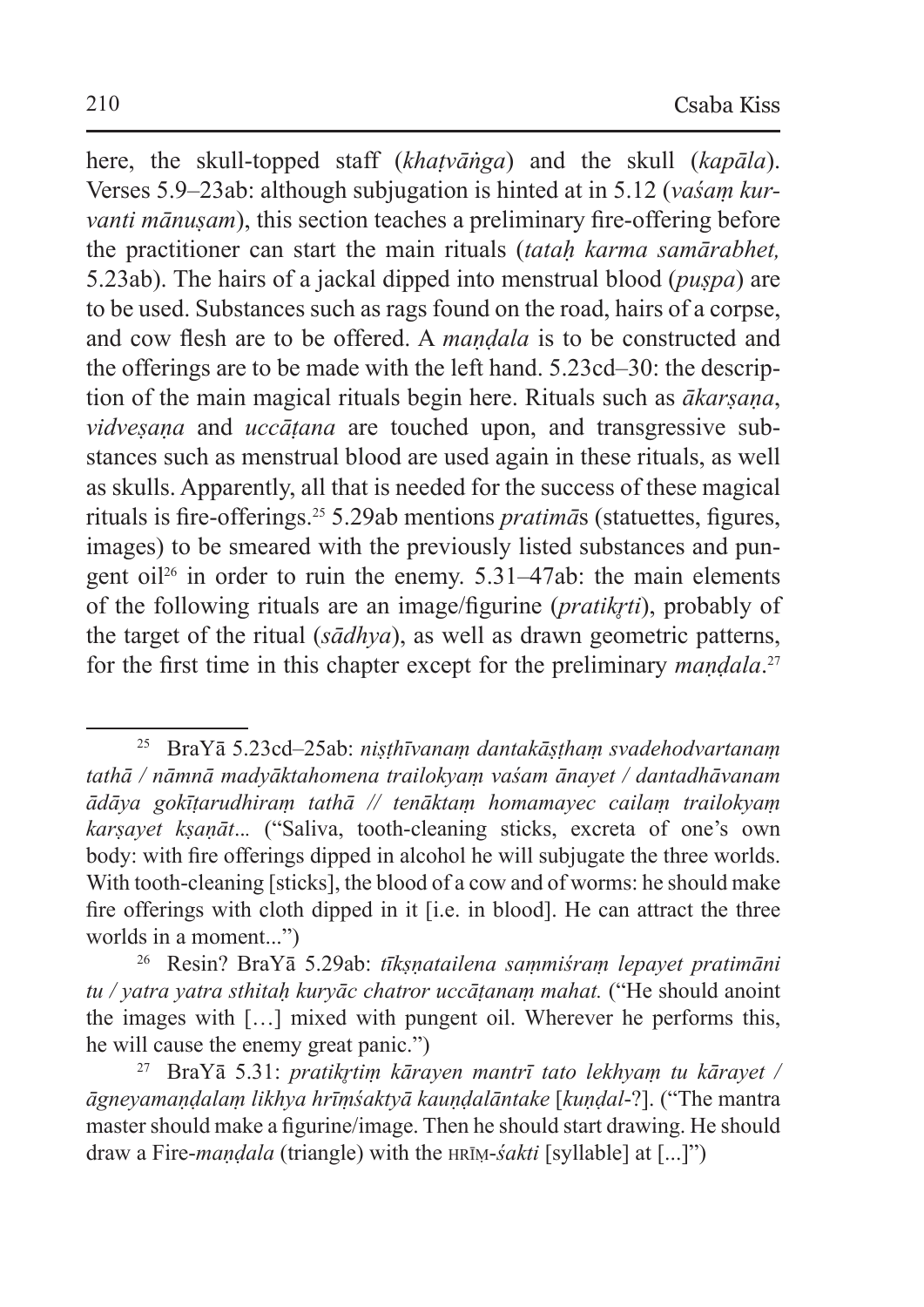here, the skull-topped staff (*khaṭvāṅga*) and the skull (*kapāla*). Verses 5.9–23ab: although subjugation is hinted at in 5.12 (*vaśaṃ kurvanti mānuṣam*), this section teaches a preliminary fire-offering before the practitioner can start the main rituals (*tataḥ karma samārabhet,* 5.23ab). The hairs of a jackal dipped into menstrual blood (*puṣpa*) are to be used. Substances such as rags found on the road, hairs of a corpse, and cow flesh are to be offered. A *maṇḍala* is to be constructed and the offerings are to be made with the left hand. 5.23cd–30: the description of the main magical rituals begin here. Rituals such as *ākarṣaṇa*, *vidveṣaṇa* and *uccāṭana* are touched upon, and transgressive substances such as menstrual blood are used again in these rituals, as well as skulls. Apparently, all that is needed for the success of these magical rituals is fire-offerings.[25] 5.29ab mentions *pratimā*s (statuettes, figures, images) to be smeared with the previously listed substances and pungent oil[26] in order to ruin the enemy. 5.31–47ab: the main elements of the following rituals are an image/figurine (*pratikṛti*), probably of the target of the ritual (*sādhya*), as well as drawn geometric patterns, for the first time in this chapter except for the preliminary *maṇḍala*.[27]

---

[25] BraYā 5.23cd–25ab: *niṣṭhīvanaṃ dantakāṣṭhaṃ svadehodvartanaṃ tathā / nāmnā madyāktahomena trailokyaṃ vaśam ānayet / dantadhāvanam ādāya gokīṭarudhiraṃ tathā // tenāktaṃ homamayec cailaṃ trailokyaṃ karṣayet kṣaṇāt*... ("Saliva, tooth-cleaning sticks, excreta of one's own body: with fire offerings dipped in alcohol he will subjugate the three worlds. With tooth-cleaning [sticks], the blood of a cow and of worms: he should make fire offerings with cloth dipped in it [i.e. in blood]. He can attract the three worlds in a moment...")

[26] Resin? BraYā 5.29ab: *tīkṣṇatailena saṃmiśraṃ lepayet pratimāni tu / yatra yatra sthitaḥ kuryāc chatror uccāṭanaṃ mahat.* ("He should anoint the images with […] mixed with pungent oil. Wherever he performs this, he will cause the enemy great panic.")

[27] BraYā 5.31: *pratikṛtiṃ kārayen mantrī tato lekhyaṃ tu kārayet / āgneyamaṇḍalaṃ likhya hrīṃśaktyā kauṇḍalāntake* [*kuṇḍal*-?]. ("The mantra master should make a figurine/image. Then he should start drawing. He should draw a Fire-*maṇḍala* (triangle) with the HRĪṂ-*śakti* [syllable] at [...]")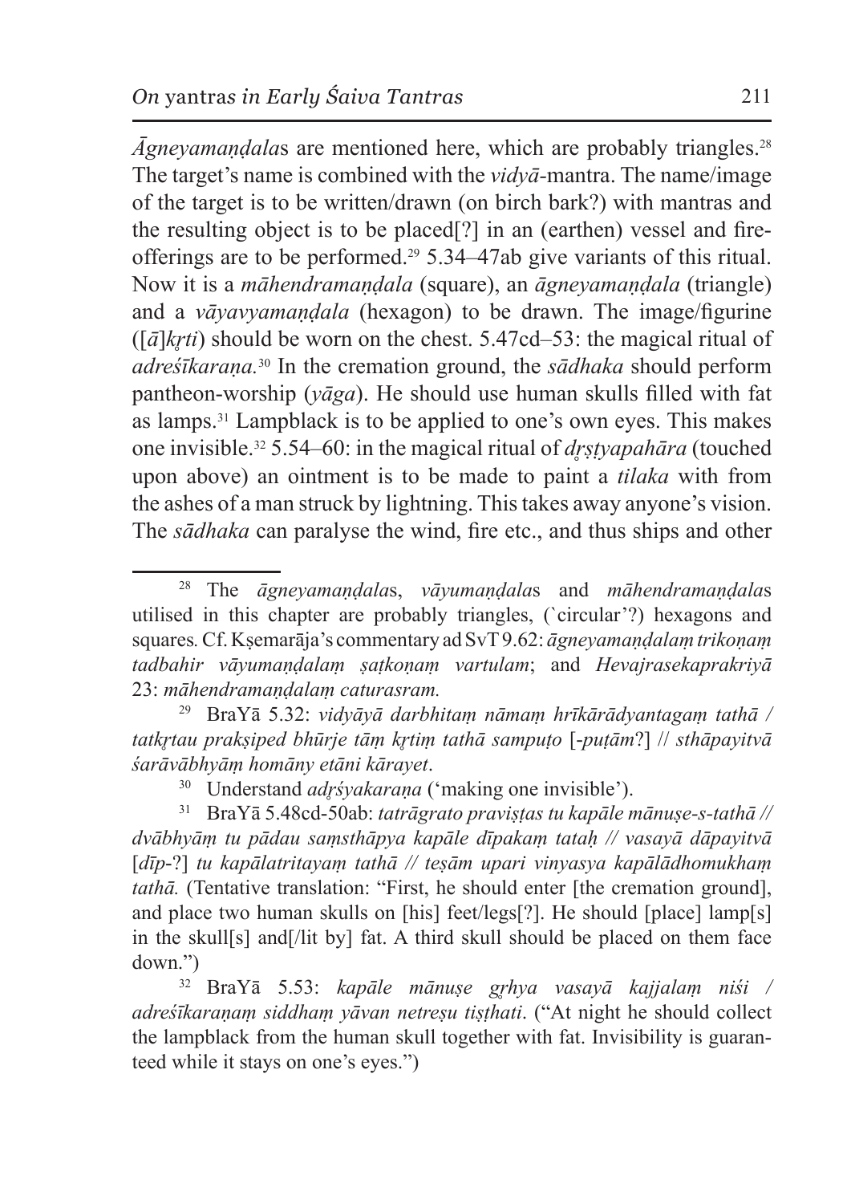*Āgneyamaṇḍala*s are mentioned here, which are probably triangles.[28] The target's name is combined with the *vidyā*-mantra. The name/image of the target is to be written/drawn (on birch bark?) with mantras and the resulting object is to be placed[?] in an (earthen) vessel and fire-offerings are to be performed.[29] 5.34–47ab give variants of this ritual. Now it is a *māhendramaṇḍala* (square), an *āgneyamaṇḍala* (triangle) and a *vāyavyamaṇḍala* (hexagon) to be drawn. The image/figurine ([*ā*]*kṛti*) should be worn on the chest. 5.47cd–53: the magical ritual of *adreśīkaraṇa.*[30] In the cremation ground, the *sādhaka* should perform pantheon-worship (*yāga*). He should use human skulls filled with fat as lamps.[31] Lampblack is to be applied to one's own eyes. This makes one invisible.[32] 5.54–60: in the magical ritual of *dṛṣṭyapahāra* (touched upon above) an ointment is to be made to paint a *tilaka* with from the ashes of a man struck by lightning. This takes away anyone's vision. The *sādhaka* can paralyse the wind, fire etc., and thus ships and other

---

[28] The *āgneyamaṇḍala*s, *vāyumaṇḍala*s and *māhendramaṇḍala*s utilised in this chapter are probably triangles, (`circular'?) hexagons and squares*.* Cf. Kṣemarāja's commentary ad SvT 9.62: *āgneyamaṇḍalaṃ trikoṇaṃ tadbahir vāyumaṇḍalaṃ ṣaṭkoṇaṃ vartulam*; and *Hevajrasekaprakriyā* 23: *māhendramaṇḍalaṃ caturasram.*

[29] BraYā 5.32: *vidyāyā darbhitaṃ nāmaṃ hrīkārādyantagaṃ tathā / tatkṛtau prakṣiped bhūrje tāṃ kṛtiṃ tathā sampuṭo* [*-puṭām*?] // *sthāpayitvā śarāvābhyāṃ homāny etāni kārayet*.

[30] Understand *adṛśyakaraṇa* ('making one invisible').

[31] BraYā 5.48cd-50ab: *tatrāgrato praviṣṭas tu kapāle mānuṣe-s-tathā // dvābhyāṃ tu pādau saṃsthāpya kapāle dīpakaṃ tataḥ // vasayā dāpayitvā* [*dīp*-?] *tu kapālatritayaṃ tathā // teṣām upari vinyasya kapālādhomukhaṃ tathā.* (Tentative translation: "First, he should enter [the cremation ground], and place two human skulls on [his] feet/legs[?]. He should [place] lamp[s] in the skull[s] and[/lit by] fat. A third skull should be placed on them face down.")

[32] BraYā 5.53: *kapāle mānuṣe gṛhya vasayā kajjalaṃ niśi / adreśīkaraṇaṃ siddhaṃ yāvan netreṣu tiṣṭhati*. ("At night he should collect the lampblack from the human skull together with fat. Invisibility is guaranteed while it stays on one's eyes.")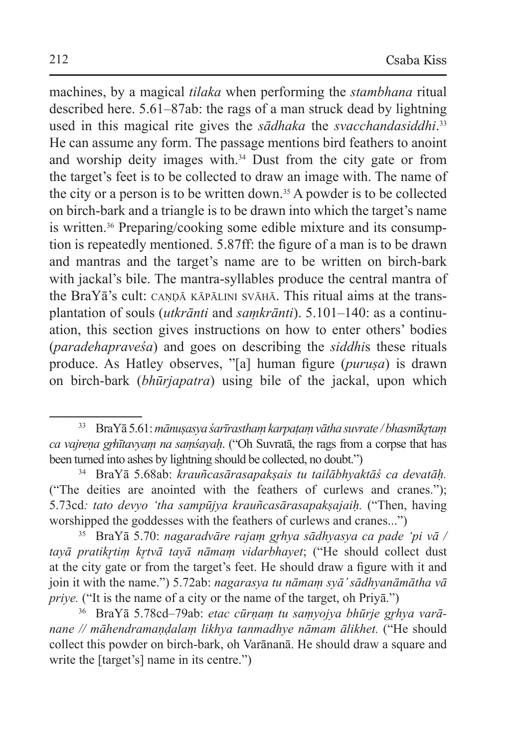machines, by a magical *tilaka* when performing the *stambhana* ritual described here. 5.61–87ab: the rags of a man struck dead by lightning used in this magical rite gives the *sādhaka* the *svacchandasiddhi*.[33] He can assume any form. The passage mentions bird feathers to anoint and worship deity images with.[34] Dust from the city gate or from the target's feet is to be collected to draw an image with. The name of the city or a person is to be written down.[35] A powder is to be collected on birch-bark and a triangle is to be drawn into which the target's name is written.[36] Preparing/cooking some edible mixture and its consumption is repeatedly mentioned. 5.87ff: the figure of a man is to be drawn and mantras and the target's name are to be written on birch-bark with jackal's bile. The mantra-syllables produce the central mantra of the BraYā's cult: CAṆḌĀ KĀPĀLINI SVĀHĀ. This ritual aims at the transplantation of souls (*utkrānti* and *saṃkrānti*). 5.101–140: as a continuation, this section gives instructions on how to enter others' bodies (*paradehapraveśa*) and goes on describing the *siddhi*s these rituals produce. As Hatley observes, "[a] human figure (*puruṣa*) is drawn on birch-bark (*bhūrjapatra*) using bile of the jackal, upon which

---

[33] BraYā 5.61: *mānuṣasya śarīrasthaṃ karpaṭaṃ vātha suvrate / bhasmīkṛtaṃ ca vajreṇa gṛhītavyaṃ na saṃśayaḥ*. ("Oh Suvratā, the rags from a corpse that has been turned into ashes by lightning should be collected, no doubt.")

[34] BraYā 5.68ab: *krauñcasārasapakṣais tu tailābhyaktāś ca devatāḥ.* ("The deities are anointed with the feathers of curlews and cranes."); 5.73cd*: tato devyo 'tha sampūjya krauñcasārasapakṣajaiḥ.* ("Then, having worshipped the goddesses with the feathers of curlews and cranes...")

[35] BraYā 5.70: *nagaradvāre rajaṃ gṛhya sādhyasya ca pade 'pi vā / tayā pratikṛtiṃ kṛtvā tayā nāmaṃ vidarbhayet*; ("He should collect dust at the city gate or from the target's feet. He should draw a figure with it and join it with the name.") 5.72ab: *nagarasya tu nāmaṃ syā' sādhyanāmātha vā priye.* ("It is the name of a city or the name of the target, oh Priyā.")

[36] BraYā 5.78cd–79ab: *etac cūrṇaṃ tu saṃyojya bhūrje gṛhya varānane // māhendramaṇḍalaṃ likhya tanmadhye nāmam ālikhet.* ("He should collect this powder on birch-bark, oh Varānanā. He should draw a square and write the [target's] name in its centre.")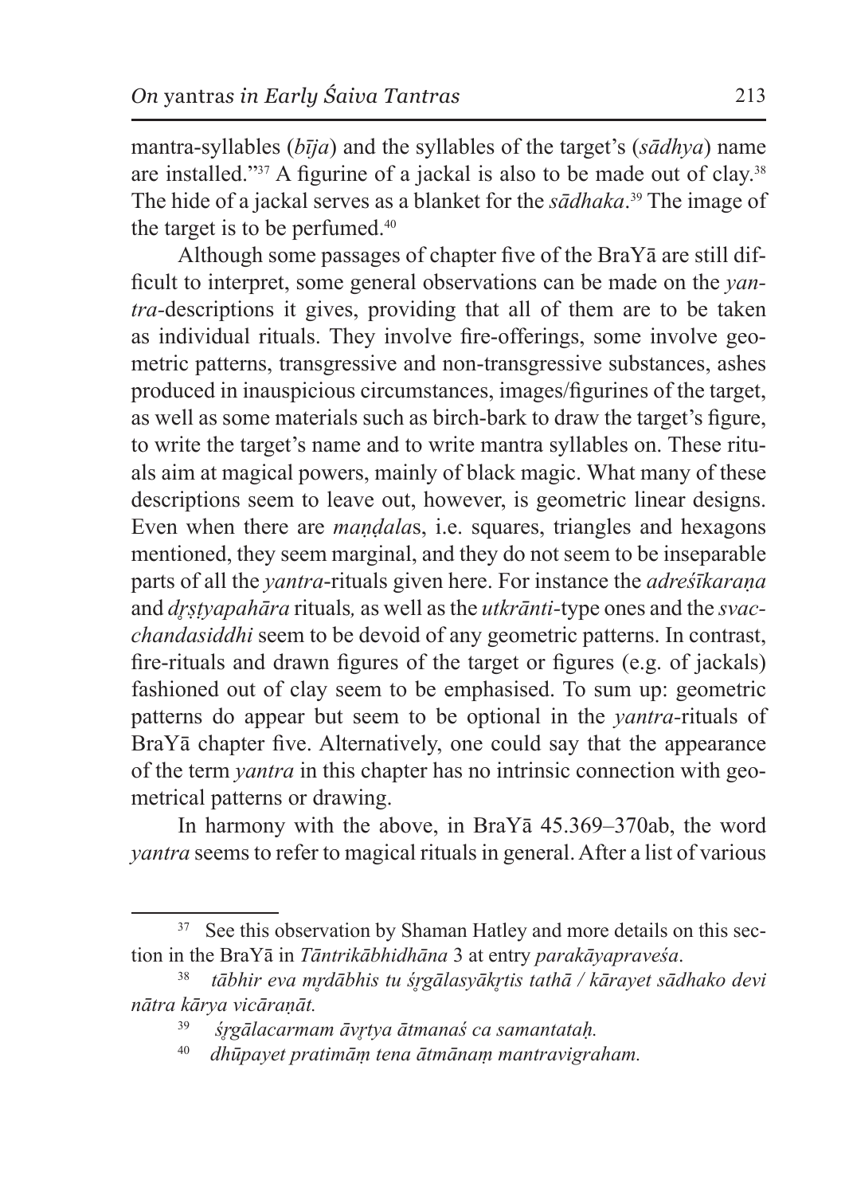mantra-syllables (*bīja*) and the syllables of the target's (*sādhya*) name are installed."[37] A figurine of a jackal is also to be made out of clay.[38] The hide of a jackal serves as a blanket for the *sādhaka*.[39] The image of the target is to be perfumed.[40]

Although some passages of chapter five of the BraYā are still difficult to interpret, some general observations can be made on the *yantra*-descriptions it gives, providing that all of them are to be taken as individual rituals. They involve fire-offerings, some involve geometric patterns, transgressive and non-transgressive substances, ashes produced in inauspicious circumstances, images/figurines of the target, as well as some materials such as birch-bark to draw the target's figure, to write the target's name and to write mantra syllables on. These rituals aim at magical powers, mainly of black magic. What many of these descriptions seem to leave out, however, is geometric linear designs. Even when there are *maṇḍala*s, i.e. squares, triangles and hexagons mentioned, they seem marginal, and they do not seem to be inseparable parts of all the *yantra*-rituals given here. For instance the *adreśīkaraṇa* and *dṛṣṭyapahāra* rituals, as well as the *utkrānti*-type ones and the *svacchandasiddhi* seem to be devoid of any geometric patterns. In contrast, fire-rituals and drawn figures of the target or figures (e.g. of jackals) fashioned out of clay seem to be emphasised. To sum up: geometric patterns do appear but seem to be optional in the *yantra*-rituals of BraYā chapter five. Alternatively, one could say that the appearance of the term *yantra* in this chapter has no intrinsic connection with geometrical patterns or drawing.

In harmony with the above, in BraYā 45.369–370ab, the word *yantra* seems to refer to magical rituals in general. After a list of various

---

[37] See this observation by Shaman Hatley and more details on this section in the BraYā in *Tāntrikābhidhāna* 3 at entry *parakāyapraveśa*.

[38] *tābhir eva mṛdābhis tu śṛgālasyākṛtis tathā / kārayet sādhako devi nātra kārya vicāraṇāt.*

[39] *śṛgālacarmam āvṛtya ātmanaś ca samantataḥ.*

[40] *dhūpayet pratimāṃ tena ātmānaṃ mantravigraham.*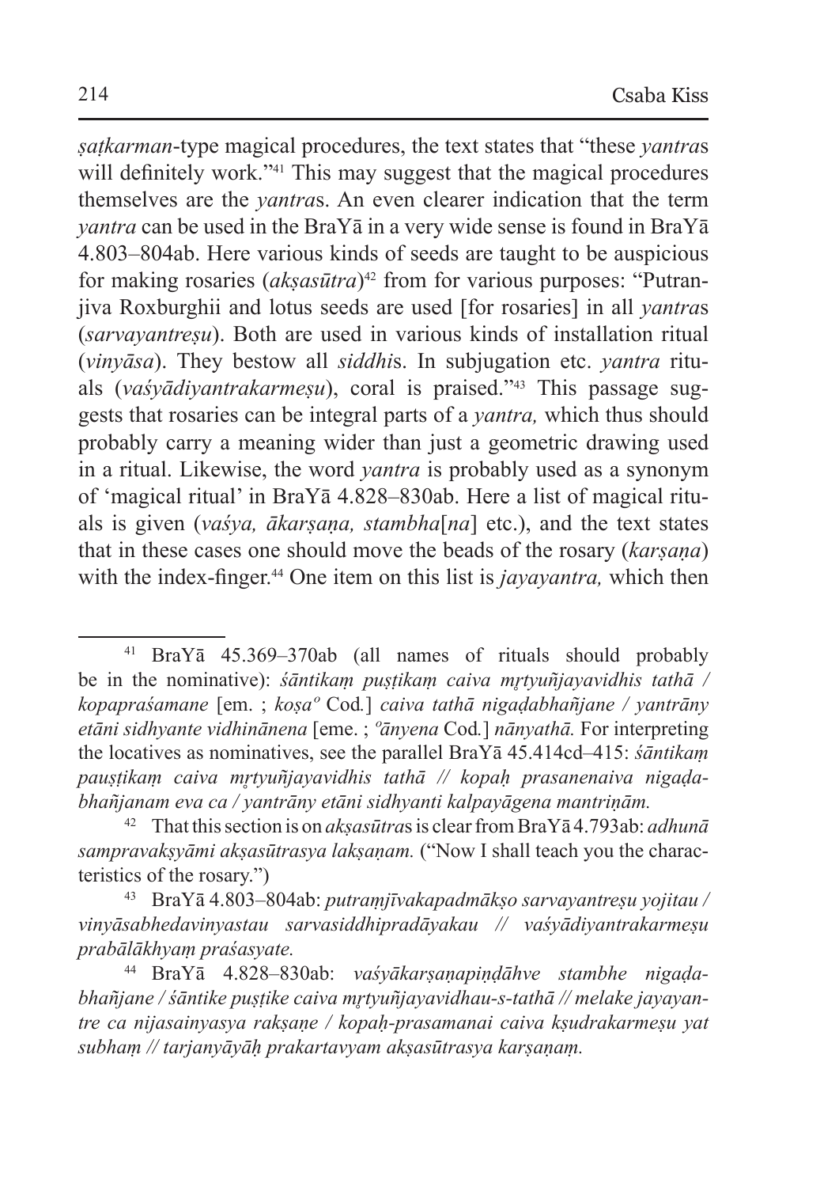*ṣaṭkarman*-type magical procedures, the text states that "these *yantra*s will definitely work."[41] This may suggest that the magical procedures themselves are the *yantra*s. An even clearer indication that the term *yantra* can be used in the BraYā in a very wide sense is found in BraYā 4.803–804ab. Here various kinds of seeds are taught to be auspicious for making rosaries (*akṣasūtra*)[42] from for various purposes: "Putranjiva Roxburghii and lotus seeds are used [for rosaries] in all *yantra*s (*sarvayantreṣu*). Both are used in various kinds of installation ritual (*vinyāsa*). They bestow all *siddhi*s. In subjugation etc. *yantra* rituals (*vaśyādiyantrakarmeṣu*), coral is praised."[43] This passage suggests that rosaries can be integral parts of a *yantra,* which thus should probably carry a meaning wider than just a geometric drawing used in a ritual. Likewise, the word *yantra* is probably used as a synonym of 'magical ritual' in BraYā 4.828–830ab. Here a list of magical rituals is given (*vaśya, ākarṣaṇa, stambha*[*na*] etc.), and the text states that in these cases one should move the beads of the rosary (*karṣaṇa*) with the index-finger.[44] One item on this list is *jayayantra,* which then

---

[41] BraYā 45.369–370ab (all names of rituals should probably be in the nominative): *śāntikaṃ puṣṭikaṃ caiva mṛtyuñjayavidhis tathā / kopapraśamane* [em. ; *koṣa°* Cod*.*] *caiva tathā nigaḍabhañjane / yantrāny etāni sidhyante vidhinānena* [eme. ; *°ānyena* Cod*.*] *nānyathā.* For interpreting the locatives as nominatives, see the parallel BraYā 45.414cd–415: *śāntikaṃ pauṣṭikaṃ caiva mṛtyuñjayavidhis tathā // kopaḥ prasanenaiva nigaḍabhañjanam eva ca / yantrāny etāni sidhyanti kalpayāgena mantriṇām.*

[42] That this section is on *akṣasūtra*s is clear from BraYā 4.793ab: *adhunā sampravakṣyāmi akṣasūtrasya lakṣaṇam.* ("Now I shall teach you the characteristics of the rosary.")

[43] BraYā 4.803–804ab: *putraṃjīvakapadmākṣo sarvayantreṣu yojitau / vinyāsabhedavinyastau sarvasiddhipradāyakau // vaśyādiyantrakarmeṣu prabālākhyaṃ praśasyate.*

[44] BraYā 4.828–830ab: *vaśyākarṣaṇapiṇḍāhve stambhe nigaḍabhañjane / śāntike puṣṭike caiva mṛtyuñjayavidhau-s-tathā // melake jayayantre ca nijasainyasya rakṣaṇe / kopaḥ-prasamanai caiva kṣudrakarmeṣu yat subhaṃ // tarjanyāyāḥ prakartavyam akṣasūtrasya karṣaṇaṃ.*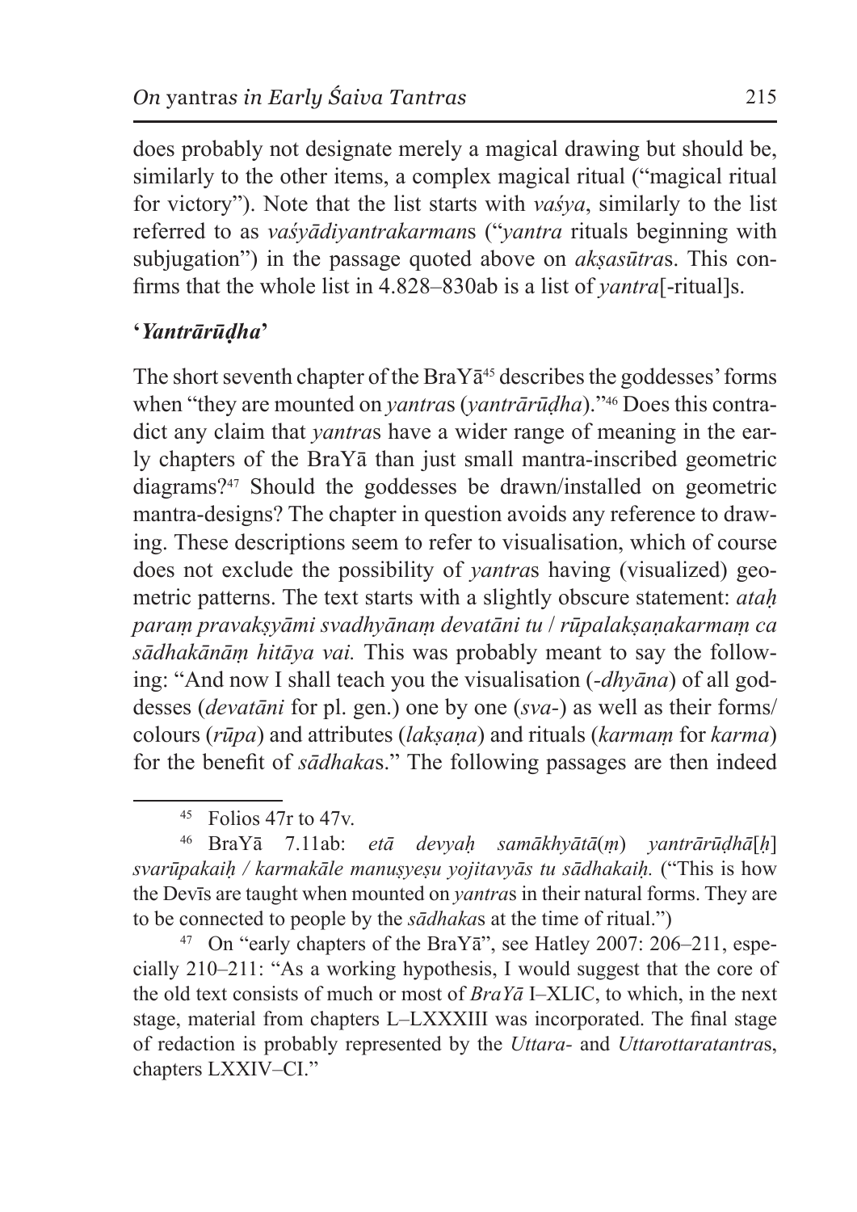does probably not designate merely a magical drawing but should be, similarly to the other items, a complex magical ritual ("magical ritual for victory"). Note that the list starts with *vaśya*, similarly to the list referred to as *vaśyādiyantrakarman*s ("*yantra* rituals beginning with subjugation") in the passage quoted above on *akṣasūtra*s. This confirms that the whole list in 4.828–830ab is a list of *yantra*[-ritual]s.

## '*Yantrārūḍha*'

The short seventh chapter of the BraYā[45] describes the goddesses' forms when "they are mounted on *yantra*s (*yantrārūḍha*)."[46] Does this contradict any claim that *yantra*s have a wider range of meaning in the early chapters of the BraYā than just small mantra-inscribed geometric diagrams?[47] Should the goddesses be drawn/installed on geometric mantra-designs? The chapter in question avoids any reference to drawing. These descriptions seem to refer to visualisation, which of course does not exclude the possibility of *yantra*s having (visualized) geometric patterns. The text starts with a slightly obscure statement: *ataḥ paraṃ pravakṣyāmi svadhyānaṃ devatāni tu* / *rūpalakṣaṇakarmaṃ ca sādhakānāṃ hitāya vai.* This was probably meant to say the following: "And now I shall teach you the visualisation (*-dhyāna*) of all goddesses (*devatāni* for pl. gen.) one by one (*sva-*) as well as their forms/colours (*rūpa*) and attributes (*lakṣaṇa*) and rituals (*karmaṃ* for *karma*) for the benefit of *sādhaka*s." The following passages are then indeed

---

[45] Folios 47r to 47v.

[46] BraYā 7.11ab: *etā devyaḥ samākhyātā*(*ṃ*) *yantrārūḍhā*[*ḥ*] *svarūpakaiḥ / karmakāle manuṣyeṣu yojitavyās tu sādhakaiḥ.* ("This is how the Devīs are taught when mounted on *yantra*s in their natural forms. They are to be connected to people by the *sādhaka*s at the time of ritual.")

[47] On "early chapters of the BraYā", see Hatley 2007: 206–211, especially 210–211: "As a working hypothesis, I would suggest that the core of the old text consists of much or most of *BraYā* I–XLIC, to which, in the next stage, material from chapters L–LXXXIII was incorporated. The final stage of redaction is probably represented by the *Uttara-* and *Uttarottaratantra*s, chapters LXXIV–CI."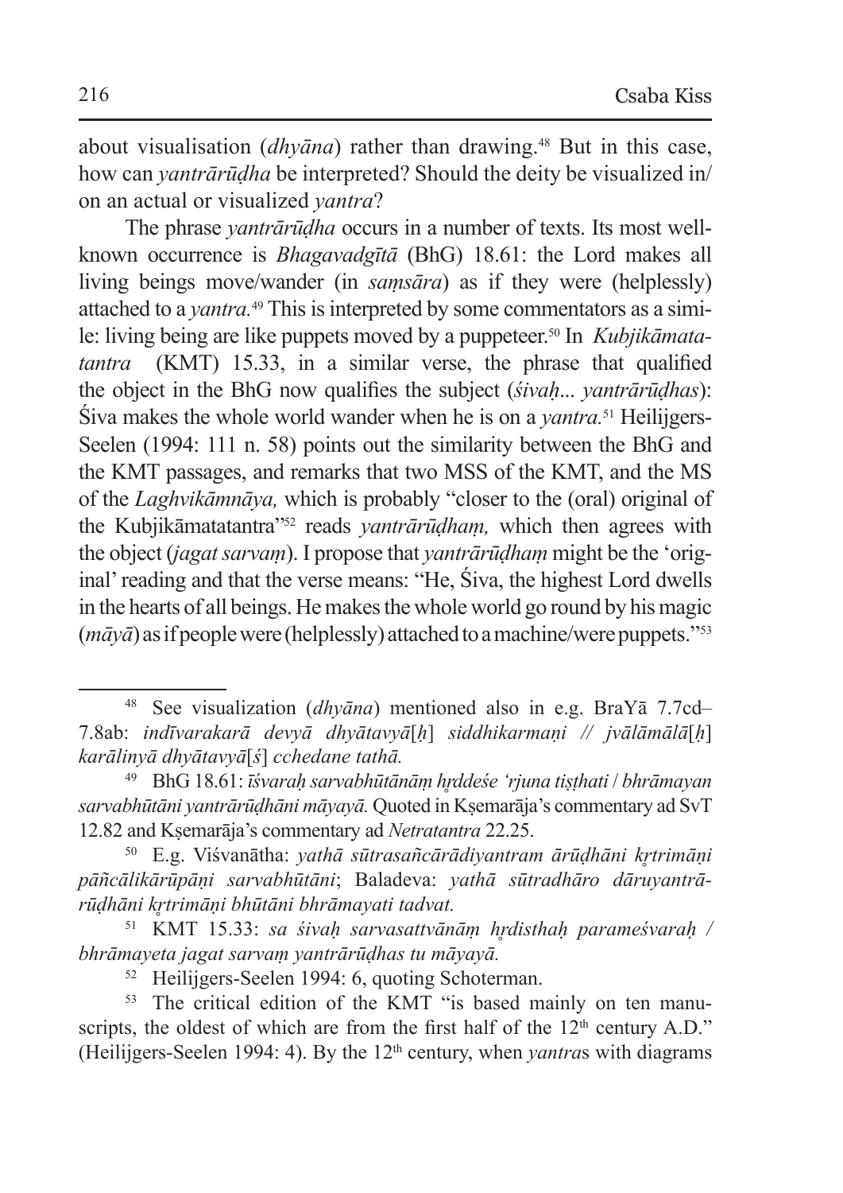about visualisation (*dhyāna*) rather than drawing.[48] But in this case, how can *yantrārūḍha* be interpreted? Should the deity be visualized in/on an actual or visualized *yantra*?

The phrase *yantrārūḍha* occurs in a number of texts. Its most well-known occurrence is *Bhagavadgītā* (BhG) 18.61: the Lord makes all living beings move/wander (in *saṃsāra*) as if they were (helplessly) attached to a *yantra.*[49] This is interpreted by some commentators as a simile: living being are like puppets moved by a puppeteer.[50] In *Kubjikāmatatantra* (KMT) 15.33, in a similar verse, the phrase that qualified the object in the BhG now qualifies the subject (*śivaḥ... yantrārūḍhas*): Śiva makes the whole world wander when he is on a *yantra.*[51] Heilijgers-Seelen (1994: 111 n. 58) points out the similarity between the BhG and the KMT passages, and remarks that two MSS of the KMT, and the MS of the *Laghvikāmnāya,* which is probably "closer to the (oral) original of the Kubjikāmatatantra"[52] reads *yantrārūḍhaṃ,* which then agrees with the object (*jagat sarvaṃ*). I propose that *yantrārūḍhaṃ* might be the 'original' reading and that the verse means: "He, Śiva, the highest Lord dwells in the hearts of all beings. He makes the whole world go round by his magic (*māyā*) as if people were (helplessly) attached to a machine/were puppets."[53]

---

[48] See visualization (*dhyāna*) mentioned also in e.g. BraYā 7.7cd–7.8ab: *indīvarakarā devyā dhyātavyā*[*ḥ*] *siddhikarmaṇi // jvālāmālā*[*ḥ*] *karālinyā dhyātavyā*[*ś*] *cchedane tathā.*

[49] BhG 18.61: *īśvaraḥ sarvabhūtānāṃ hṛddeśe 'rjuna tiṣṭhati / bhrāmayan sarvabhūtāni yantrārūḍhāni māyayā.* Quoted in Kṣemarāja's commentary ad SvT 12.82 and Kṣemarāja's commentary ad *Netratantra* 22.25.

[50] E.g. Viśvanātha: *yathā sūtrasañcārādiyantram ārūḍhāni kṛtrimāṇi pāñcālikārūpāṇi sarvabhūtāni*; Baladeva: *yathā sūtradhāro dāruyantrārūḍhāni kṛtrimāṇi bhūtāni bhrāmayati tadvat.*

[51] KMT 15.33: *sa śivaḥ sarvasattvānāṃ hṛdisthaḥ parameśvaraḥ / bhrāmayeta jagat sarvaṃ yantrārūḍhas tu māyayā.*

[52] Heilijgers-Seelen 1994: 6, quoting Schoterman.

[53] The critical edition of the KMT "is based mainly on ten manuscripts, the oldest of which are from the first half of the 12th century A.D." (Heilijgers-Seelen 1994: 4). By the 12th century, when *yantra*s with diagrams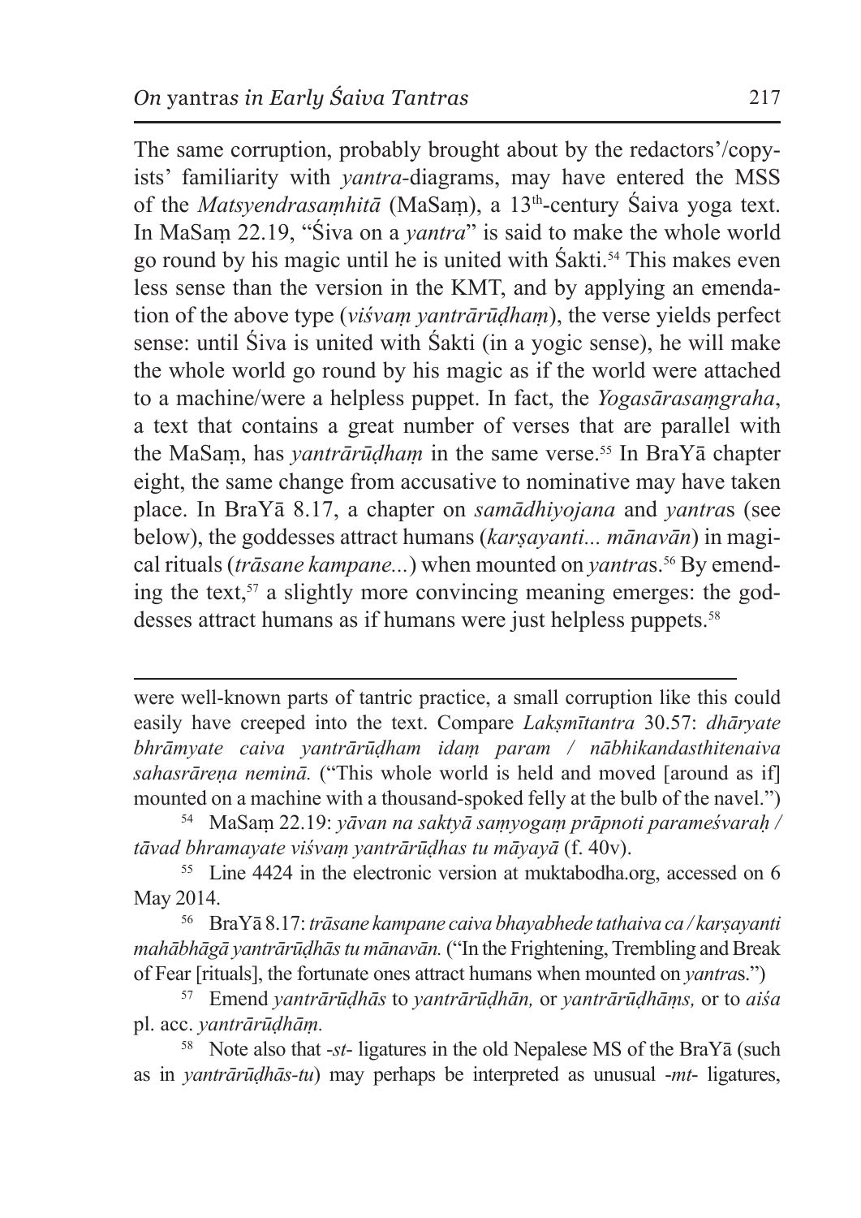The same corruption, probably brought about by the redactors'/copyists' familiarity with *yantra*-diagrams, may have entered the MSS of the *Matsyendrasaṃhitā* (MaSaṃ), a 13[th]-century Śaiva yoga text. In MaSaṃ 22.19, "Śiva on a *yantra*" is said to make the whole world go round by his magic until he is united with Śakti.[54] This makes even less sense than the version in the KMT, and by applying an emendation of the above type (*viśvaṃ yantrārūḍhaṃ*), the verse yields perfect sense: until Śiva is united with Śakti (in a yogic sense), he will make the whole world go round by his magic as if the world were attached to a machine/were a helpless puppet. In fact, the *Yogasārasaṃgraha*, a text that contains a great number of verses that are parallel with the MaSaṃ, has *yantrārūḍhaṃ* in the same verse.[55] In BraYā chapter eight, the same change from accusative to nominative may have taken place. In BraYā 8.17, a chapter on *samādhiyojana* and *yantra*s (see below), the goddesses attract humans (*karṣayanti... mānavān*) in magical rituals (*trāsane kampane...*) when mounted on *yantra*s.[56] By emending the text,[57] a slightly more convincing meaning emerges: the goddesses attract humans as if humans were just helpless puppets.[58]

---

were well-known parts of tantric practice, a small corruption like this could easily have creeped into the text. Compare *Lakṣmītantra* 30.57: *dhāryate bhrāmyate caiva yantrārūḍham idaṃ param / nābhikandasthitenaiva sahasrāreṇa neminā.* ("This whole world is held and moved [around as if] mounted on a machine with a thousand-spoked felly at the bulb of the navel.")

[54] MaSaṃ 22.19: *yāvan na saktyā saṃyogaṃ prāpnoti parameśvaraḥ / tāvad bhramayate viśvaṃ yantrārūḍhas tu māyayā* (f. 40v).

[55] Line 4424 in the electronic version at muktabodha.org, accessed on 6 May 2014.

[56] BraYā 8.17: *trāsane kampane caiva bhayabhede tathaiva ca / karṣayanti mahābhāgā yantrārūḍhās tu mānavān.* ("In the Frightening, Trembling and Break of Fear [rituals], the fortunate ones attract humans when mounted on *yantra*s.")

[57] Emend *yantrārūḍhās* to *yantrārūḍhān,* or *yantrārūḍhāṃs,* or to *aiśa* pl. acc. *yantrārūḍhāṃ.*

[58] Note also that *-st-* ligatures in the old Nepalese MS of the BraYā (such as in *yantrārūḍhās-tu*) may perhaps be interpreted as unusual *-mt-* ligatures,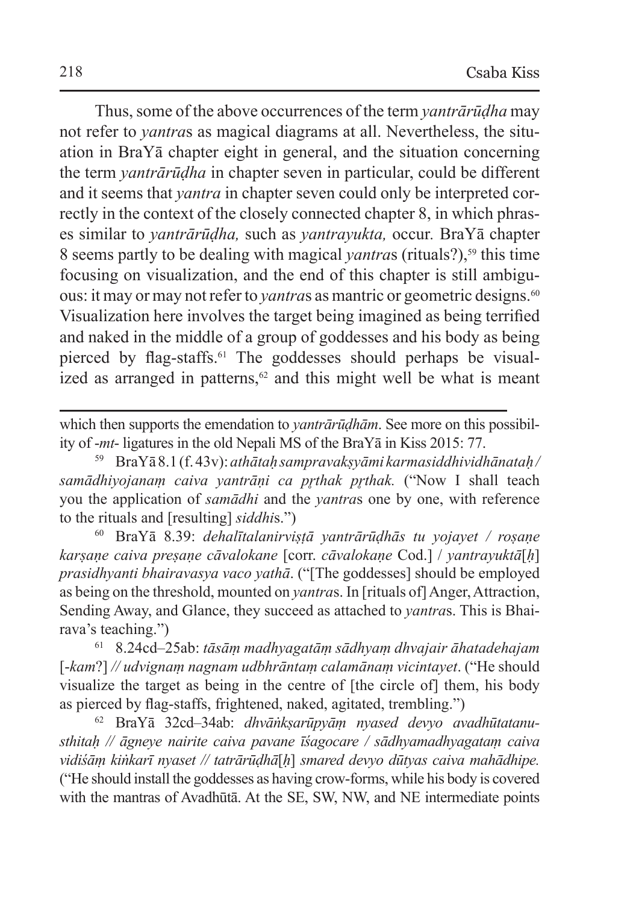Thus, some of the above occurrences of the term *yantrārūḍha* may not refer to *yantra*s as magical diagrams at all. Nevertheless, the situation in BraYā chapter eight in general, and the situation concerning the term *yantrārūḍha* in chapter seven in particular, could be different and it seems that *yantra* in chapter seven could only be interpreted correctly in the context of the closely connected chapter 8, in which phrases similar to *yantrārūḍha,* such as *yantrayukta,* occur. BraYā chapter 8 seems partly to be dealing with magical *yantra*s (rituals?),[59] this time focusing on visualization, and the end of this chapter is still ambiguous: it may or may not refer to *yantra*s as mantric or geometric designs.[60] Visualization here involves the target being imagined as being terrified and naked in the middle of a group of goddesses and his body as being pierced by flag-staffs.[61] The goddesses should perhaps be visualized as arranged in patterns,[62] and this might well be what is meant

---

which then supports the emendation to *yantrārūḍhām*. See more on this possibility of -*mt*- ligatures in the old Nepali MS of the BraYā in Kiss 2015: 77.

[59] BraYā 8.1 (f. 43v): *athātaḥ sampravakṣyāmi karmasiddhividhānataḥ / samādhiyojanaṃ caiva yantrāṇi ca pṛthak pṛthak.* ("Now I shall teach you the application of *samādhi* and the *yantra*s one by one, with reference to the rituals and [resulting] *siddhi*s.")

[60] BraYā 8.39: *dehalītalanirviṣṭā yantrārūḍhās tu yojayet / roṣaṇe karṣaṇe caiva preṣaṇe cāvalokane* [corr. *cāvalokaṇe* Cod.] / *yantrayuktā*[*ḥ*] *prasidhyanti bhairavasya vaco yathā*. ("[The goddesses] should be employed as being on the threshold, mounted on *yantra*s. In [rituals of] Anger, Attraction, Sending Away, and Glance, they succeed as attached to *yantra*s. This is Bhairava's teaching.")

[61] 8.24cd–25ab: *tāsāṃ madhyagatāṃ sādhyaṃ dhvajair āhatadehajam* [*-kam*?] // *udvignaṃ nagnam udbhrāntaṃ calamānaṃ vicintayet*. ("He should visualize the target as being in the centre of [the circle of] them, his body as pierced by flag-staffs, frightened, naked, agitated, trembling.")

[62] BraYā 32cd–34ab: *dhvāṅkṣarūpyāṃ nyased devyo avadhūtatanusthitaḥ // āgneye nairite caiva pavane īśagocare / sādhyamadhyagataṃ caiva vidiśāṃ kiṅkarī nyaset // tatrārūḍhā*[*ḥ*] *smared devyo dūtyas caiva mahādhipe.* ("He should install the goddesses as having crow-forms, while his body is covered with the mantras of Avadhūtā. At the SE, SW, NW, and NE intermediate points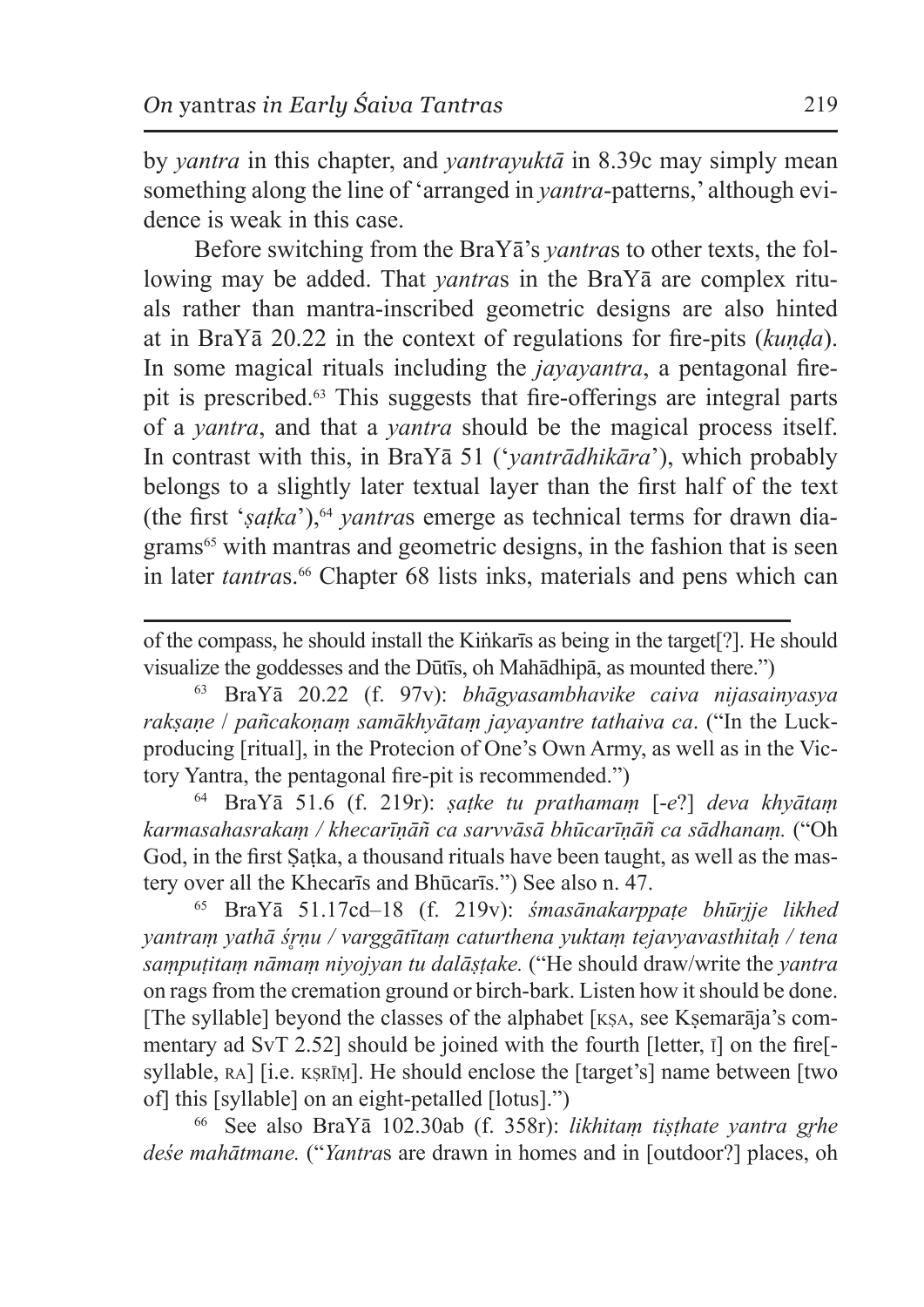by *yantra* in this chapter, and *yantrayuktā* in 8.39c may simply mean something along the line of 'arranged in *yantra*-patterns,' although evidence is weak in this case.

Before switching from the BraYā's *yantra*s to other texts, the following may be added. That *yantra*s in the BraYā are complex rituals rather than mantra-inscribed geometric designs are also hinted at in BraYā 20.22 in the context of regulations for fire-pits (*kuṇḍa*). In some magical rituals including the *jayayantra*, a pentagonal fire-pit is prescribed.[63] This suggests that fire-offerings are integral parts of a *yantra*, and that a *yantra* should be the magical process itself. In contrast with this, in BraYā 51 ('*yantrādhikāra*'), which probably belongs to a slightly later textual layer than the first half of the text (the first '*ṣaṭka*'),[64] *yantra*s emerge as technical terms for drawn diagrams[65] with mantras and geometric designs, in the fashion that is seen in later *tantra*s.[66] Chapter 68 lists inks, materials and pens which can

---

of the compass, he should install the Kiṅkarīs as being in the target[?]. He should visualize the goddesses and the Dūtīs, oh Mahādhipā, as mounted there.")

[63] BraYā 20.22 (f. 97v): *bhāgyasambhavike caiva nijasainyasya rakṣaṇe / pañcakoṇaṃ samākhyātaṃ jayayantre tathaiva ca*. ("In the Luck-producing [ritual], in the Protecion of One's Own Army, as well as in the Victory Yantra, the pentagonal fire-pit is recommended.")

[64] BraYā 51.6 (f. 219r): *ṣaṭke tu prathamaṃ* [-*e*?] *deva khyātaṃ karmasahasrakaṃ / khecarīṇāñ ca sarvvāsā bhūcarīṇāñ ca sādhanaṃ.* ("Oh God, in the first Ṣaṭka, a thousand rituals have been taught, as well as the mastery over all the Khecarīs and Bhūcarīs.") See also n. 47.

[65] BraYā 51.17cd–18 (f. 219v): *śmasānakarppaṭe bhūrjje likhed yantraṃ yathā śṛṇu / varggātītaṃ caturthena yuktaṃ tejavyavasthitaḥ / tena saṃpuṭitaṃ nāmaṃ niyojyan tu dalāṣṭake.* ("He should draw/write the *yantra* on rags from the cremation ground or birch-bark. Listen how it should be done. [The syllable] beyond the classes of the alphabet [KṢA, see Kṣemarāja's commentary ad SvT 2.52] should be joined with the fourth [letter, Ī] on the fire[-syllable, RA] [i.e. KṢRĪṂ]. He should enclose the [target's] name between [two of] this [syllable] on an eight-petalled [lotus].")

[66] See also BraYā 102.30ab (f. 358r): *likhitaṃ tiṣṭhate yantra gṛhe deśe mahātmane.* ("*Yantra*s are drawn in homes and in [outdoor?] places, oh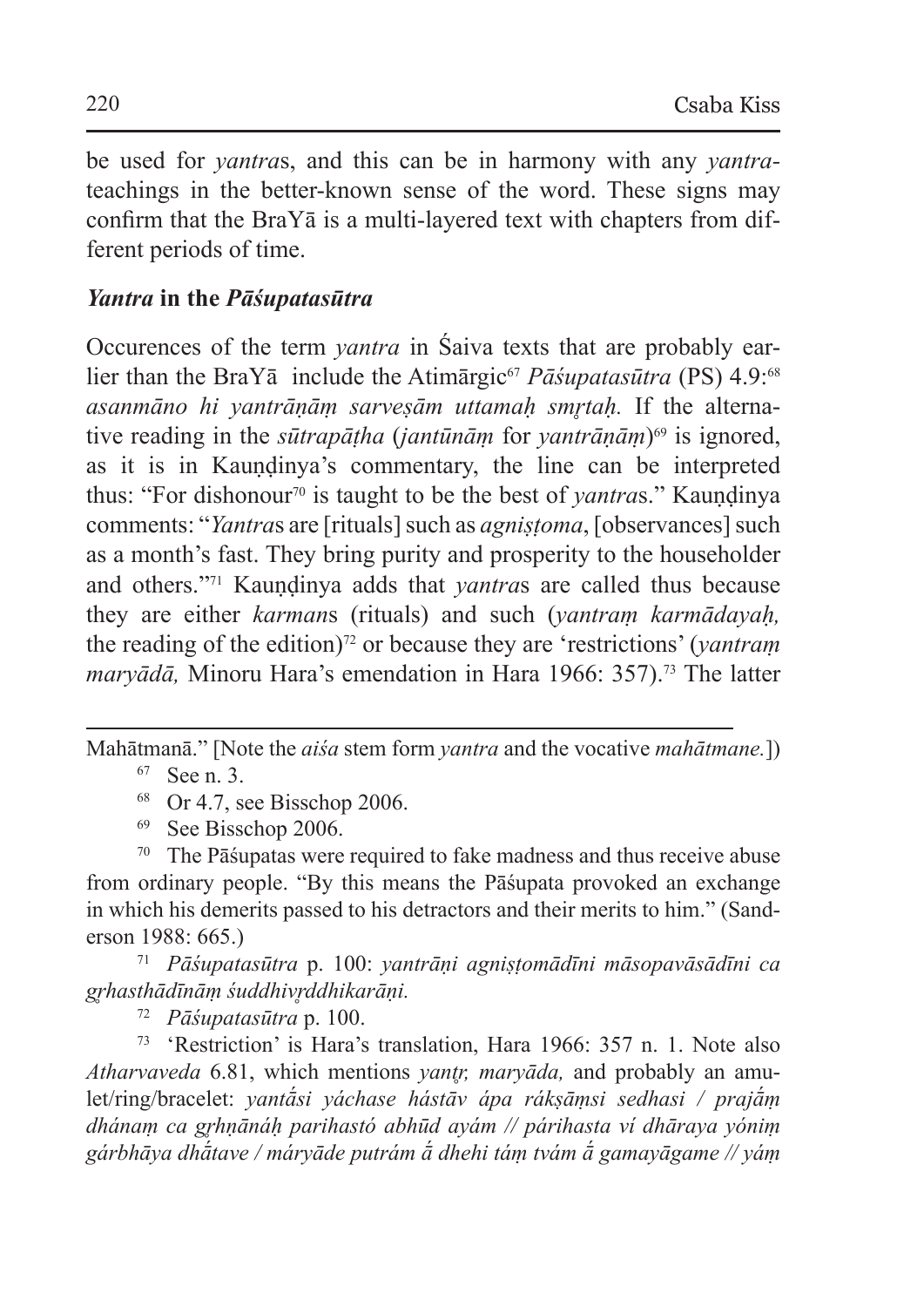be used for *yantra*s, and this can be in harmony with any *yantra*-teachings in the better-known sense of the word. These signs may confirm that the BraYā is a multi-layered text with chapters from different periods of time.

### *Yantra* in the *Pāśupatasūtra*

Occurences of the term *yantra* in Śaiva texts that are probably earlier than the BraYā include the Atimārgic[67] *Pāśupatasūtra* (PS) 4.9:[68] *asanmāno hi yantrāṇāṃ sarveṣām uttamaḥ smṛtaḥ.* If the alternative reading in the *sūtrapāṭha* (*jantūnāṃ* for *yantrāṇāṃ*)[69] is ignored, as it is in Kauṇḍinya's commentary, the line can be interpreted thus: "For dishonour[70] is taught to be the best of *yantra*s." Kauṇḍinya comments: "*Yantra*s are [rituals] such as *agniṣṭoma*, [observances] such as a month's fast. They bring purity and prosperity to the householder and others."[71] Kauṇḍinya adds that *yantra*s are called thus because they are either *karman*s (rituals) and such (*yantraṃ karmādayaḥ,* the reading of the edition)[72] or because they are 'restrictions' (*yantraṃ maryādā,* Minoru Hara's emendation in Hara 1966: 357).[73] The latter

---

Mahātmanā." [Note the *aiśa* stem form *yantra* and the vocative *mahātmane.*])

[67] See n. 3.

[68] Or 4.7, see Bisschop 2006.

[69] See Bisschop 2006.

[70] The Pāśupatas were required to fake madness and thus receive abuse from ordinary people. "By this means the Pāśupata provoked an exchange in which his demerits passed to his detractors and their merits to him." (Sanderson 1988: 665.)

[71] *Pāśupatasūtra* p. 100: *yantrāṇi agniṣṭomādīni māsopavāsādīni ca gṛhasthādīnāṃ śuddhivṛddhikarāṇi.*

[72] *Pāśupatasūtra* p. 100.

[73] 'Restriction' is Hara's translation, Hara 1966: 357 n. 1. Note also *Atharvaveda* 6.81, which mentions *yantṛ, maryāda,* and probably an amulet/ring/bracelet: *yantā́si yáchase hástāv ápa rákṣāṃsi sedhasi / prajā́ṃ dhánaṃ ca gṛhṇānáḥ parihastó abhūd ayám // párihasta ví dhāraya yóniṃ gárbhāya dhā́tave / máryāde putrám ā́ dhehi táṃ tvám ā́ gamayāgame // yáṃ*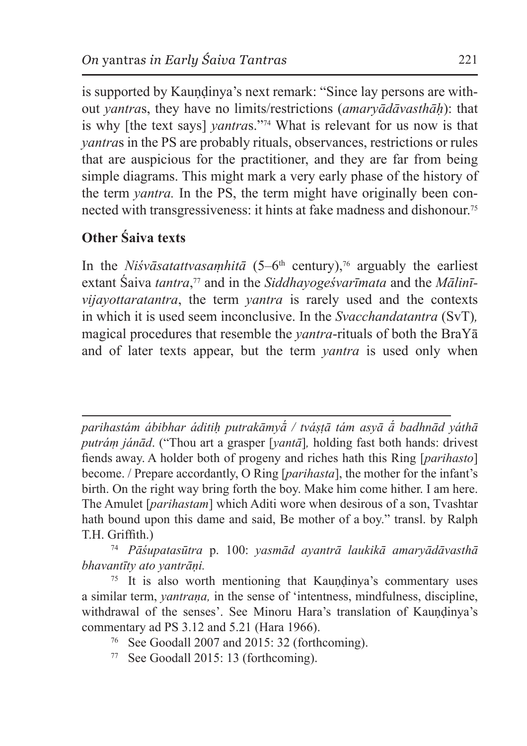is supported by Kauṇḍinya's next remark: "Since lay persons are without *yantra*s, they have no limits/restrictions (*amaryādāvasthāḥ*): that is why [the text says] *yantra*s."[74] What is relevant for us now is that *yantra*s in the PS are probably rituals, observances, restrictions or rules that are auspicious for the practitioner, and they are far from being simple diagrams. This might mark a very early phase of the history of the term *yantra.* In the PS, the term might have originally been connected with transgressiveness: it hints at fake madness and dishonour.[75]

## Other Śaiva texts

In the *Niśvāsatattvasaṃhitā* (5–6th century),[76] arguably the earliest extant Śaiva *tantra*,[77] and in the *Siddhayogeśvarīmata* and the *Mālinīvijayottaratantra*, the term *yantra* is rarely used and the contexts in which it is used seem inconclusive. In the *Svacchandatantra* (SvT)*,* magical procedures that resemble the *yantra*-rituals of both the BraYā and of later texts appear, but the term *yantra* is used only when

---

*parihastám ábibhar áditiḥ putrakāmyā́ / tváṣṭā tám asyā ā́ badhnād yáthā putráṃ jánād*. ("Thou art a grasper [*yantā*]*,* holding fast both hands: drivest fiends away. A holder both of progeny and riches hath this Ring [*parihasto*] become. / Prepare accordantly, O Ring [*parihasta*], the mother for the infant's birth. On the right way bring forth the boy. Make him come hither. I am here. The Amulet [*parihastam*] which Aditi wore when desirous of a son, Tvashtar hath bound upon this dame and said, Be mother of a boy." transl. by Ralph T.H. Griffith.)

[74] *Pāśupatasūtra* p. 100: *yasmād ayantrā laukikā amaryādāvasthā bhavantīty ato yantrāṇi.*

[75] It is also worth mentioning that Kauṇḍinya's commentary uses a similar term, *yantraṇa,* in the sense of 'intentness, mindfulness, discipline, withdrawal of the senses'. See Minoru Hara's translation of Kauṇḍinya's commentary ad PS 3.12 and 5.21 (Hara 1966).

[76] See Goodall 2007 and 2015: 32 (forthcoming).

[77] See Goodall 2015: 13 (forthcoming).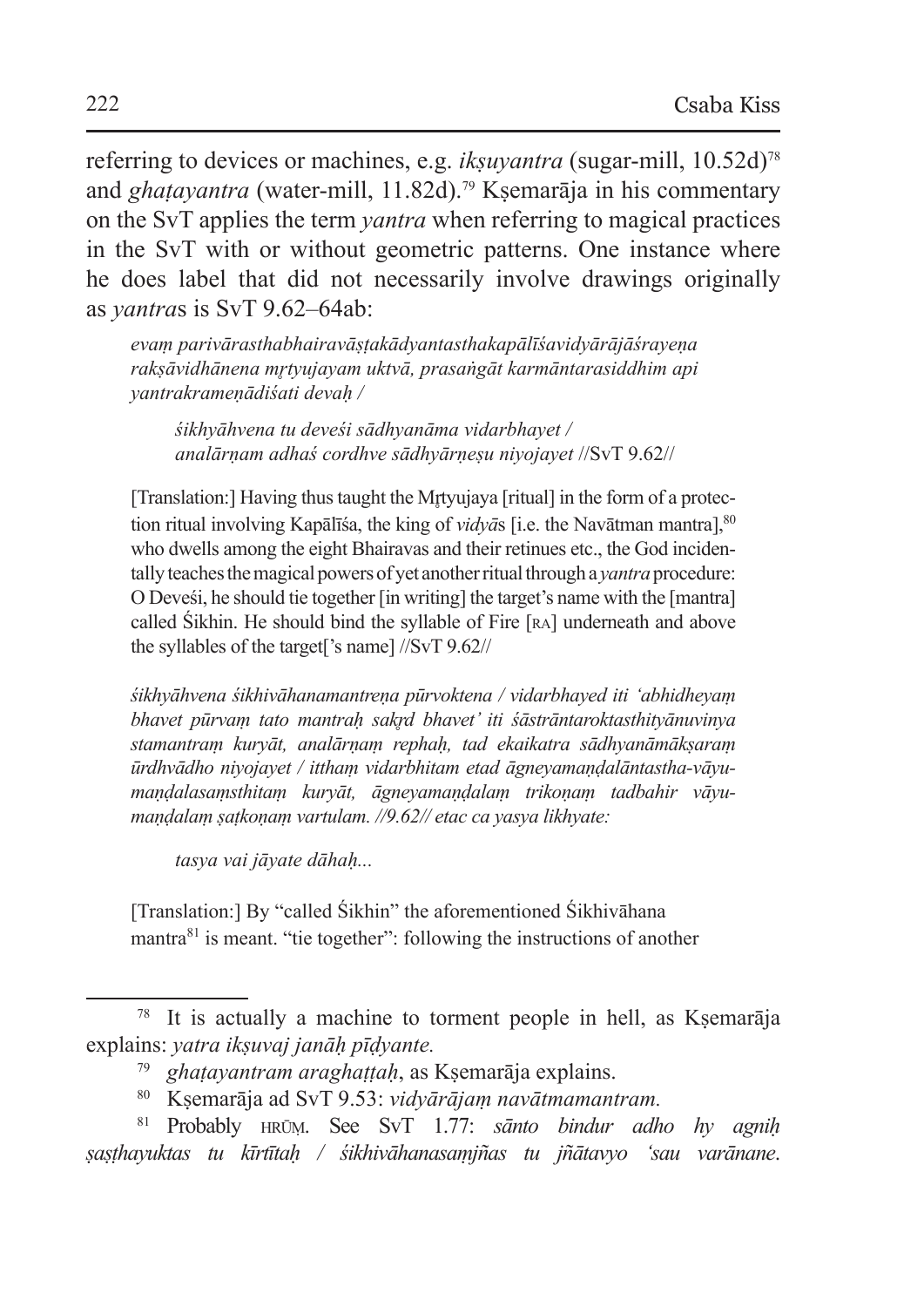referring to devices or machines, e.g. *ikṣuyantra* (sugar-mill, 10.52d)[78] and *ghaṭayantra* (water-mill, 11.82d).[79] Kṣemarāja in his commentary on the SvT applies the term *yantra* when referring to magical practices in the SvT with or without geometric patterns. One instance where he does label that did not necessarily involve drawings originally as *yantra*s is SvT 9.62–64ab:

> *evaṃ parivārasthabhairavāṣṭakādyantasthakapālīśavidyārājāśrayeṇa rakṣāvidhānena mṛtyujayam uktvā, prasaṅgāt karmāntarasiddhim api yantrakrameṇādiśati devaḥ /*
>
> > *śikhyāhvena tu deveśi sādhyanāma vidarbhayet /*
> > *analārṇam adhaś cordhve sādhyārṇeṣu niyojayet* //SvT 9.62//
>
> [Translation:] Having thus taught the Mṛtyujaya [ritual] in the form of a protection ritual involving Kapālīśa, the king of *vidyā*s [i.e. the Navātman mantra],[80] who dwells among the eight Bhairavas and their retinues etc., the God incidentally teaches the magical powers of yet another ritual through a *yantra* procedure: O Deveśi, he should tie together [in writing] the target's name with the [mantra] called Śikhin. He should bind the syllable of Fire [RA] underneath and above the syllables of the target['s name] //SvT 9.62//
>
> *śikhyāhvena śikhivāhanamantreṇa pūrvoktena / vidarbhayed iti 'abhidheyaṃ bhavet pūrvaṃ tato mantraḥ sakṛd bhavet' iti śāstrāntaroktasthityānuvinyastamantraṃ kuryāt, analārṇaṃ rephaḥ, tad ekaikatra sādhyanāmākṣaraṃ ūrdhvādho niyojayet / itthaṃ vidarbhitam etad āgneyamaṇḍalāntastha-vāyumaṇḍalasaṃsthitaṃ kuryāt, āgneyamaṇḍalaṃ trikoṇaṃ tadbahir vāyumaṇḍalaṃ ṣaṭkoṇaṃ vartulam. //9.62// etac ca yasya likhyate:*
>
> > *tasya vai jāyate dāhaḥ...*
>
> [Translation:] By "called Śikhin" the aforementioned Śikhivāhana mantra[81] is meant. "tie together": following the instructions of another

---

[78] It is actually a machine to torment people in hell, as Kṣemarāja explains: *yatra ikṣuvaj janāḥ pīḍyante.*

[79] *ghaṭayantram araghaṭṭaḥ*, as Kṣemarāja explains.

[80] Kṣemarāja ad SvT 9.53: *vidyārājaṃ navātmamantram.*

[81] Probably HRŪṂ. See SvT 1.77: *sānto bindur adho hy agniḥ ṣaṣṭhayuktas tu kīrtītaḥ / śikhivāhanasaṃjñas tu jñātavyo 'sau varānane.*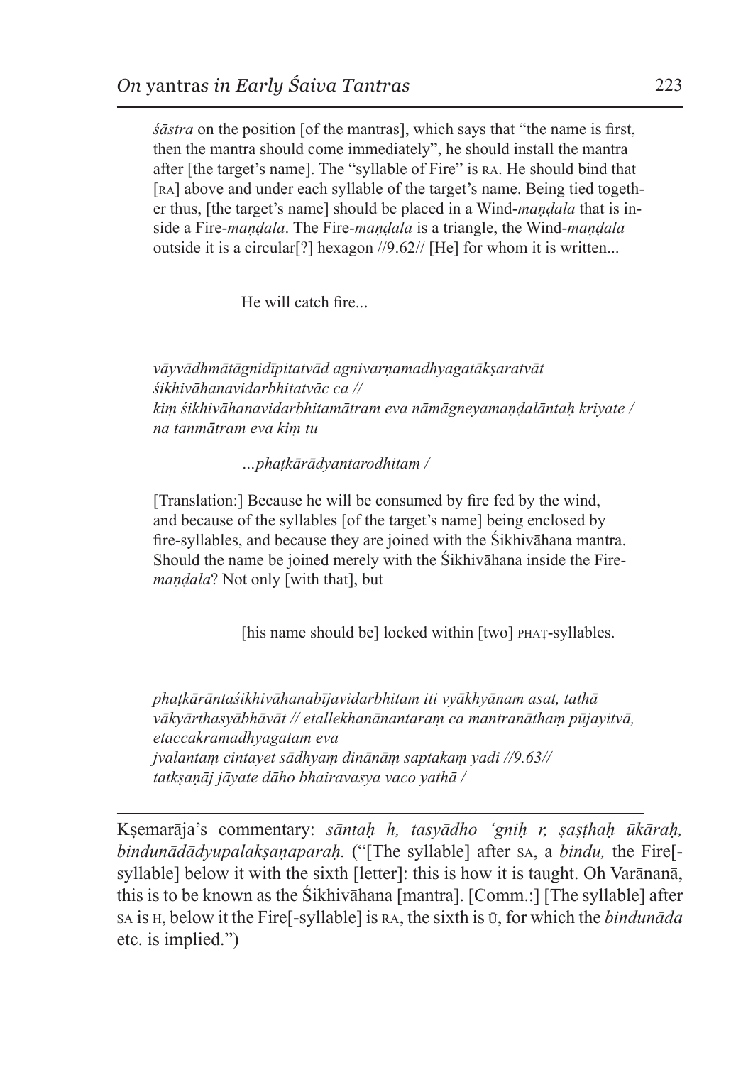*śāstra* on the position [of the mantras], which says that "the name is first, then the mantra should come immediately", he should install the mantra after [the target's name]. The "syllable of Fire" is RA. He should bind that [RA] above and under each syllable of the target's name. Being tied together thus, [the target's name] should be placed in a Wind-*maṇḍala* that is inside a Fire-*maṇḍala*. The Fire-*maṇḍala* is a triangle, the Wind-*maṇḍala* outside it is a circular[?] hexagon //9.62// [He] for whom it is written...

He will catch fire...

*vāyvādhmātāgnidīpitatvād agnivarṇamadhyagatākṣaratvāt śikhivāhanavidarbhitatvāc ca // kiṃ śikhivāhanavidarbhitamātram eva nāmāgneyamaṇḍalāntaḥ kriyate / na tanmātram eva kiṃ tu*

*...phaṭkārādyantarodhitam /*

[Translation:] Because he will be consumed by fire fed by the wind, and because of the syllables [of the target's name] being enclosed by fire-syllables, and because they are joined with the Śikhivāhana mantra. Should the name be joined merely with the Śikhivāhana inside the Fire-*maṇḍala*? Not only [with that], but

[his name should be] locked within [two] PHAṬ-syllables.

*phaṭkārāntaśikhivāhanabījavidarbhitam iti vyākhyānam asat, tathā vākyārthasyābhāvāt // etallekhanānantaraṃ ca mantranāthaṃ pūjayitvā, etaccakramadhyagatam eva*
*jvalantaṃ cintayet sādhyaṃ dinānāṃ saptakaṃ yadi //9.63//*
*tatkṣaṇāj jāyate dāho bhairavasya vaco yathā /*

---

Kṣemarāja's commentary: *sāntaḥ h, tasyādho 'gniḥ r, ṣaṣṭhaḥ ūkāraḥ, bindunādādyupalakṣaṇaparaḥ.* ("[The syllable] after SA, a *bindu,* the Fire[-syllable] below it with the sixth [letter]: this is how it is taught. Oh Varānanā, this is to be known as the Śikhivāhana [mantra]. [Comm.:] [The syllable] after SA is H, below it the Fire[-syllable] is RA, the sixth is Ū, for which the *bindunāda* etc. is implied.")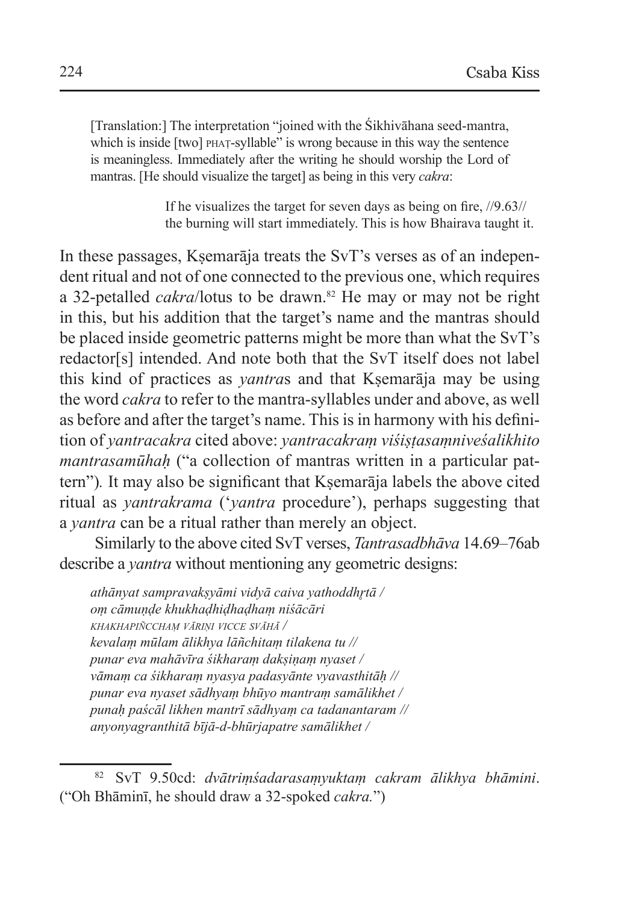> [Translation:] The interpretation "joined with the Śikhivāhana seed-mantra, which is inside [two] PHAṬ-syllable" is wrong because in this way the sentence is meaningless. Immediately after the writing he should worship the Lord of mantras. [He should visualize the target] as being in this very *cakra*:
>
> > If he visualizes the target for seven days as being on fire, //9.63//
> > the burning will start immediately. This is how Bhairava taught it.

In these passages, Kṣemarāja treats the SvT's verses as of an independent ritual and not of one connected to the previous one, which requires a 32-petalled *cakra*/lotus to be drawn.[82] He may or may not be right in this, but his addition that the target's name and the mantras should be placed inside geometric patterns might be more than what the SvT's redactor[s] intended. And note both that the SvT itself does not label this kind of practices as *yantra*s and that Kṣemarāja may be using the word *cakra* to refer to the mantra-syllables under and above, as well as before and after the target's name. This is in harmony with his definition of *yantracakra* cited above: *yantracakraṃ viśiṣṭasaṃniveśalikhito mantrasamūhaḥ* ("a collection of mantras written in a particular pattern"). It may also be significant that Kṣemarāja labels the above cited ritual as *yantrakrama* ('*yantra* procedure'), perhaps suggesting that a *yantra* can be a ritual rather than merely an object.

Similarly to the above cited SvT verses, *Tantrasadbhāva* 14.69–76ab describe a *yantra* without mentioning any geometric designs:

> *athānyat sampravakṣyāmi vidyā caiva yathoddhṛtā /*
> *oṃ cāmuṇḍe khukhaḍhiḍhaḍhaṃ niśācāri*
> *KHAKHAPIÑCCHAṂ VĀRIṆI VICCE SVĀHĀ /*
> *kevalaṃ mūlam ālikhya lāñchitaṃ tilakena tu //*
> *punar eva mahāvīra śikharaṃ dakṣiṇaṃ nyaset /*
> *vāmaṃ ca śikharaṃ nyasya padasyānte vyavasthitāḥ //*
> *punar eva nyaset sādhyaṃ bhūyo mantraṃ samālikhet /*
> *punaḥ paścāl likhen mantrī sādhyaṃ ca tadanantaram //*
> *anyonyagranthitā bījā-d-bhūrjapatre samālikhet /*

---

[82] SvT 9.50cd: *dvātriṃśadarasaṃyuktaṃ cakram ālikhya bhāmini*. ("Oh Bhāminī, he should draw a 32-spoked *cakra.*")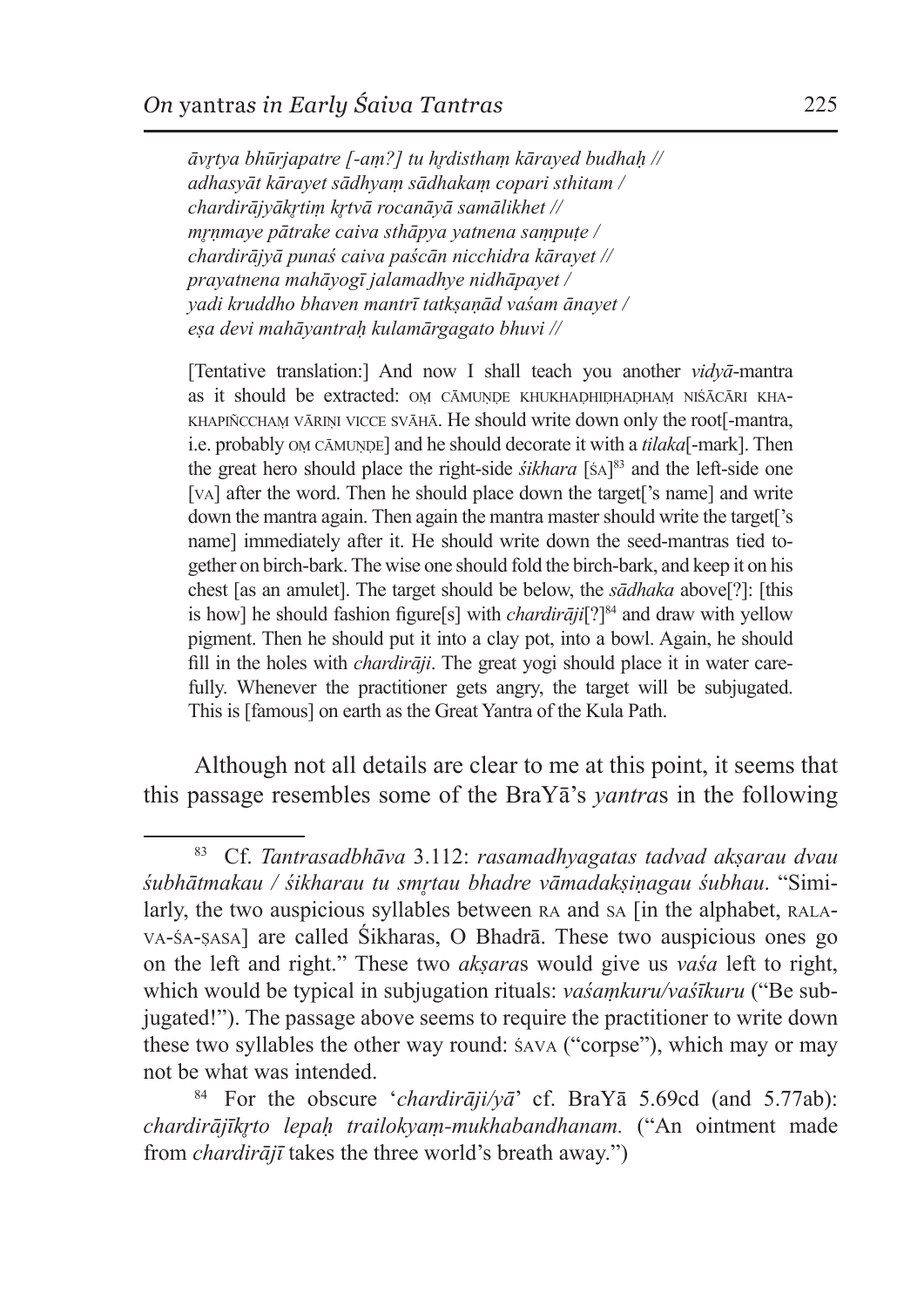*āvṛtya bhūrjapatre [-aṃ?] tu hṛdisthaṃ kārayed budhaḥ //*
*adhasyāt kārayet sādhyaṃ sādhakaṃ copari sthitam /*
*chardirājyākṛtiṃ kṛtvā rocanāyā samālikhet //*
*mṛṇmaye pātrake caiva sthāpya yatnena saṃpuṭe /*
*chardirājyā punaś caiva paścān nicchidra kārayet //*
*prayatnena mahāyogī jalamadhye nidhāpayet /*
*yadi kruddho bhaven mantrī tatkṣaṇād vaśam ānayet /*
*eṣa devi mahāyantraḥ kulamārgagato bhuvi //*

[Tentative translation:] And now I shall teach you another *vidyā*-mantra as it should be extracted: OṂ CĀMUṆḌE KHUKHAḌHIḌHAḌHAṂ NIŚĀCĀRI KHAKHAPIÑCCHAṂ VĀRIṆI VICCE SVĀHĀ. He should write down only the root[-mantra, i.e. probably OṂ CĀMUṆḌE] and he should decorate it with a *tilaka*[-mark]. Then the great hero should place the right-side *śikhara* [ŚA][83] and the left-side one [VA] after the word. Then he should place down the target['s name] and write down the mantra again. Then again the mantra master should write the target['s name] immediately after it. He should write down the seed-mantras tied together on birch-bark. The wise one should fold the birch-bark, and keep it on his chest [as an amulet]. The target should be below, the *sādhaka* above[?]: [this is how] he should fashion figure[s] with *chardirāji*[?][84] and draw with yellow pigment. Then he should put it into a clay pot, into a bowl. Again, he should fill in the holes with *chardirāji*. The great yogi should place it in water carefully. Whenever the practitioner gets angry, the target will be subjugated. This is [famous] on earth as the Great Yantra of the Kula Path.

Although not all details are clear to me at this point, it seems that this passage resembles some of the BraYā's *yantra*s in the following

---

[83] Cf. *Tantrasadbhāva* 3.112: *rasamadhyagatas tadvad akṣarau dvau śubhātmakau / śikharau tu smṛtau bhadre vāmadakṣiṇagau śubhau*. "Similarly, the two auspicious syllables between RA and SA [in the alphabet, RALA-VA-ŚA-ṢASA] are called Śikharas, O Bhadrā. These two auspicious ones go on the left and right." These two *akṣara*s would give us *vaśa* left to right, which would be typical in subjugation rituals: *vaśaṃkuru/vaśīkuru* ("Be subjugated!"). The passage above seems to require the practitioner to write down these two syllables the other way round: ŚAVA ("corpse"), which may or may not be what was intended.

[84] For the obscure '*chardirāji/yā*' cf. BraYā 5.69cd (and 5.77ab): *chardirājīkṛto lepaḥ trailokyaṃ-mukhabandhanam.* ("An ointment made from *chardirājī* takes the three world's breath away.")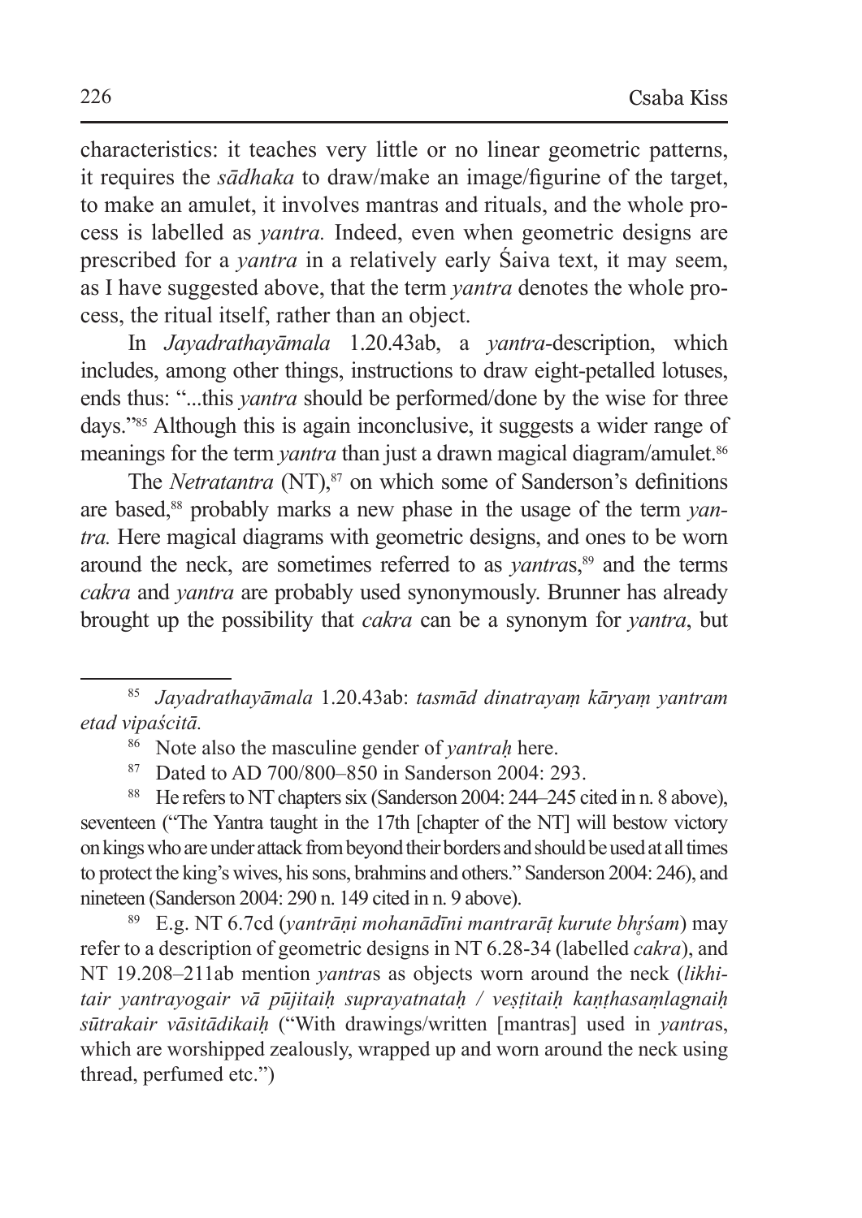characteristics: it teaches very little or no linear geometric patterns, it requires the *sādhaka* to draw/make an image/figurine of the target, to make an amulet, it involves mantras and rituals, and the whole process is labelled as *yantra.* Indeed, even when geometric designs are prescribed for a *yantra* in a relatively early Śaiva text, it may seem, as I have suggested above, that the term *yantra* denotes the whole process, the ritual itself, rather than an object.

In *Jayadrathayāmala* 1.20.43ab, a *yantra*-description, which includes, among other things, instructions to draw eight-petalled lotuses, ends thus: "...this *yantra* should be performed/done by the wise for three days."[85] Although this is again inconclusive, it suggests a wider range of meanings for the term *yantra* than just a drawn magical diagram/amulet.[86]

The *Netratantra* (NT),[87] on which some of Sanderson's definitions are based,[88] probably marks a new phase in the usage of the term *yantra.* Here magical diagrams with geometric designs, and ones to be worn around the neck, are sometimes referred to as *yantra*s,[89] and the terms *cakra* and *yantra* are probably used synonymously. Brunner has already brought up the possibility that *cakra* can be a synonym for *yantra*, but

---

[85] *Jayadrathayāmala* 1.20.43ab: *tasmād dinatrayaṃ kāryaṃ yantram etad vipaścitā.*

[86] Note also the masculine gender of *yantraḥ* here.

[87] Dated to AD 700/800–850 in Sanderson 2004: 293.

[88] He refers to NT chapters six (Sanderson 2004: 244–245 cited in n. 8 above), seventeen ("The Yantra taught in the 17th [chapter of the NT] will bestow victory on kings who are under attack from beyond their borders and should be used at all times to protect the king's wives, his sons, brahmins and others." Sanderson 2004: 246), and nineteen (Sanderson 2004: 290 n. 149 cited in n. 9 above).

[89] E.g. NT 6.7cd (*yantrāṇi mohanādīni mantrarāṭ kurute bhṛśam*) may refer to a description of geometric designs in NT 6.28-34 (labelled *cakra*), and NT 19.208–211ab mention *yantra*s as objects worn around the neck (*likhitair yantrayogair vā pūjitaiḥ suprayatnataḥ / veṣṭitaiḥ kaṇṭhasaṃlagnaiḥ sūtrakair vāsitādikaiḥ* ("With drawings/written [mantras] used in *yantra*s, which are worshipped zealously, wrapped up and worn around the neck using thread, perfumed etc.")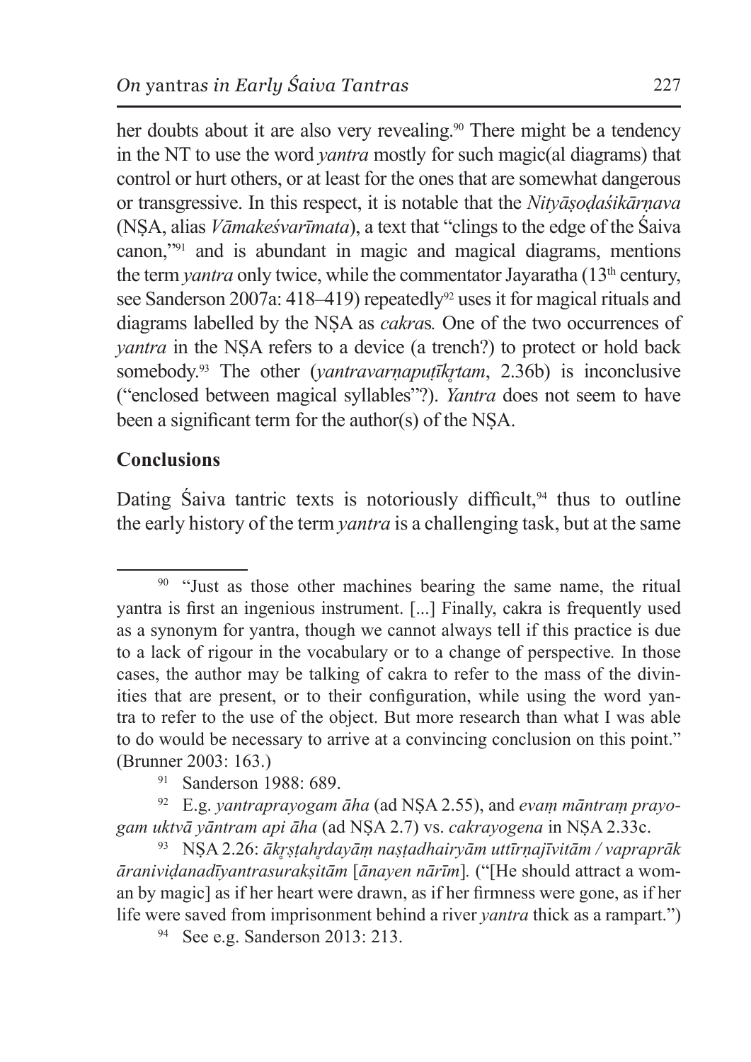her doubts about it are also very revealing.[90] There might be a tendency in the NT to use the word *yantra* mostly for such magic(al diagrams) that control or hurt others, or at least for the ones that are somewhat dangerous or transgressive. In this respect, it is notable that the *Nityāṣoḍaśikārṇava* (NṢA, alias *Vāmakeśvarīmata*), a text that "clings to the edge of the Śaiva canon,"[91] and is abundant in magic and magical diagrams, mentions the term *yantra* only twice, while the commentator Jayaratha (13th century, see Sanderson 2007a: 418–419) repeatedly[92] uses it for magical rituals and diagrams labelled by the NṢA as *cakra*s*.* One of the two occurrences of *yantra* in the NṢA refers to a device (a trench?) to protect or hold back somebody.[93] The other (*yantravarṇapuṭīkṛtam*, 2.36b) is inconclusive ("enclosed between magical syllables"?). *Yantra* does not seem to have been a significant term for the author(s) of the NṢA.

## Conclusions

Dating Śaiva tantric texts is notoriously difficult,[94] thus to outline the early history of the term *yantra* is a challenging task, but at the same

---

[90] "Just as those other machines bearing the same name, the ritual yantra is first an ingenious instrument. [...] Finally, cakra is frequently used as a synonym for yantra, though we cannot always tell if this practice is due to a lack of rigour in the vocabulary or to a change of perspective*.* In those cases, the author may be talking of cakra to refer to the mass of the divinities that are present, or to their configuration, while using the word yantra to refer to the use of the object. But more research than what I was able to do would be necessary to arrive at a convincing conclusion on this point." (Brunner 2003: 163.)

[91] Sanderson 1988: 689.

[92] E.g. *yantraprayogam āha* (ad NṢA 2.55), and *evaṃ māntraṃ prayogam uktvā yāntram api āha* (ad NṢA 2.7) vs. *cakrayogena* in NṢA 2.33c.

[93] NṢA 2.26: *ākṛṣṭahṛdayāṃ naṣṭadhairyāṃ uttīrṇajīvitām / vapraprākāraniviḍanadīyantrasurakṣitām* [*ānayen nārīm*]. ("[He should attract a woman by magic] as if her heart were drawn, as if her firmness were gone, as if her life were saved from imprisonment behind a river *yantra* thick as a rampart.")

[94] See e.g. Sanderson 2013: 213.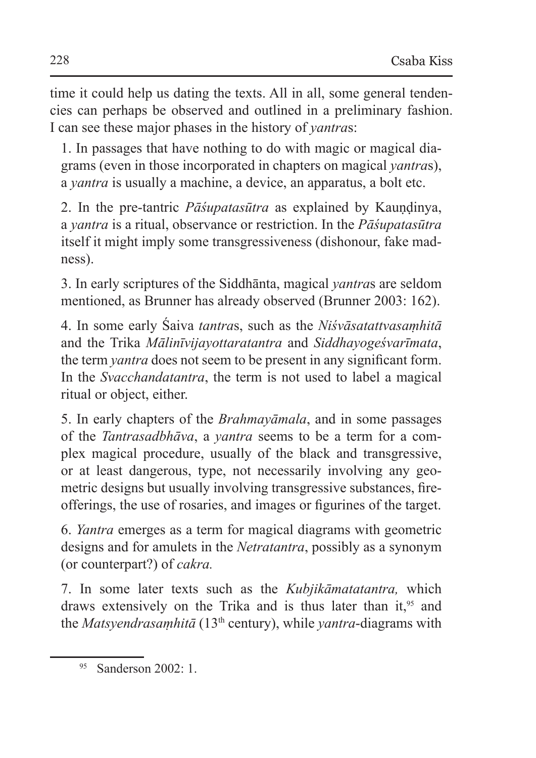time it could help us dating the texts. All in all, some general tendencies can perhaps be observed and outlined in a preliminary fashion. I can see these major phases in the history of *yantra*s:

1. In passages that have nothing to do with magic or magical diagrams (even in those incorporated in chapters on magical *yantra*s), a *yantra* is usually a machine, a device, an apparatus, a bolt etc.

2. In the pre-tantric *Pāśupatasūtra* as explained by Kauṇḍinya, a *yantra* is a ritual, observance or restriction. In the *Pāśupatasūtra* itself it might imply some transgressiveness (dishonour, fake madness).

3. In early scriptures of the Siddhānta, magical *yantra*s are seldom mentioned, as Brunner has already observed (Brunner 2003: 162).

4. In some early Śaiva *tantra*s, such as the *Niśvāsatattvasaṃhitā* and the Trika *Mālinīvijayottaratantra* and *Siddhayogeśvarīmata*, the term *yantra* does not seem to be present in any significant form. In the *Svacchandatantra*, the term is not used to label a magical ritual or object, either.

5. In early chapters of the *Brahmayāmala*, and in some passages of the *Tantrasadbhāva*, a *yantra* seems to be a term for a complex magical procedure, usually of the black and transgressive, or at least dangerous, type, not necessarily involving any geometric designs but usually involving transgressive substances, fire-offerings, the use of rosaries, and images or figurines of the target.

6. *Yantra* emerges as a term for magical diagrams with geometric designs and for amulets in the *Netratantra*, possibly as a synonym (or counterpart?) of *cakra.*

7. In some later texts such as the *Kubjikāmatatantra,* which draws extensively on the Trika and is thus later than it,[95] and the *Matsyendrasaṃhitā* (13th century), while *yantra*-diagrams with

[95] Sanderson 2002: 1.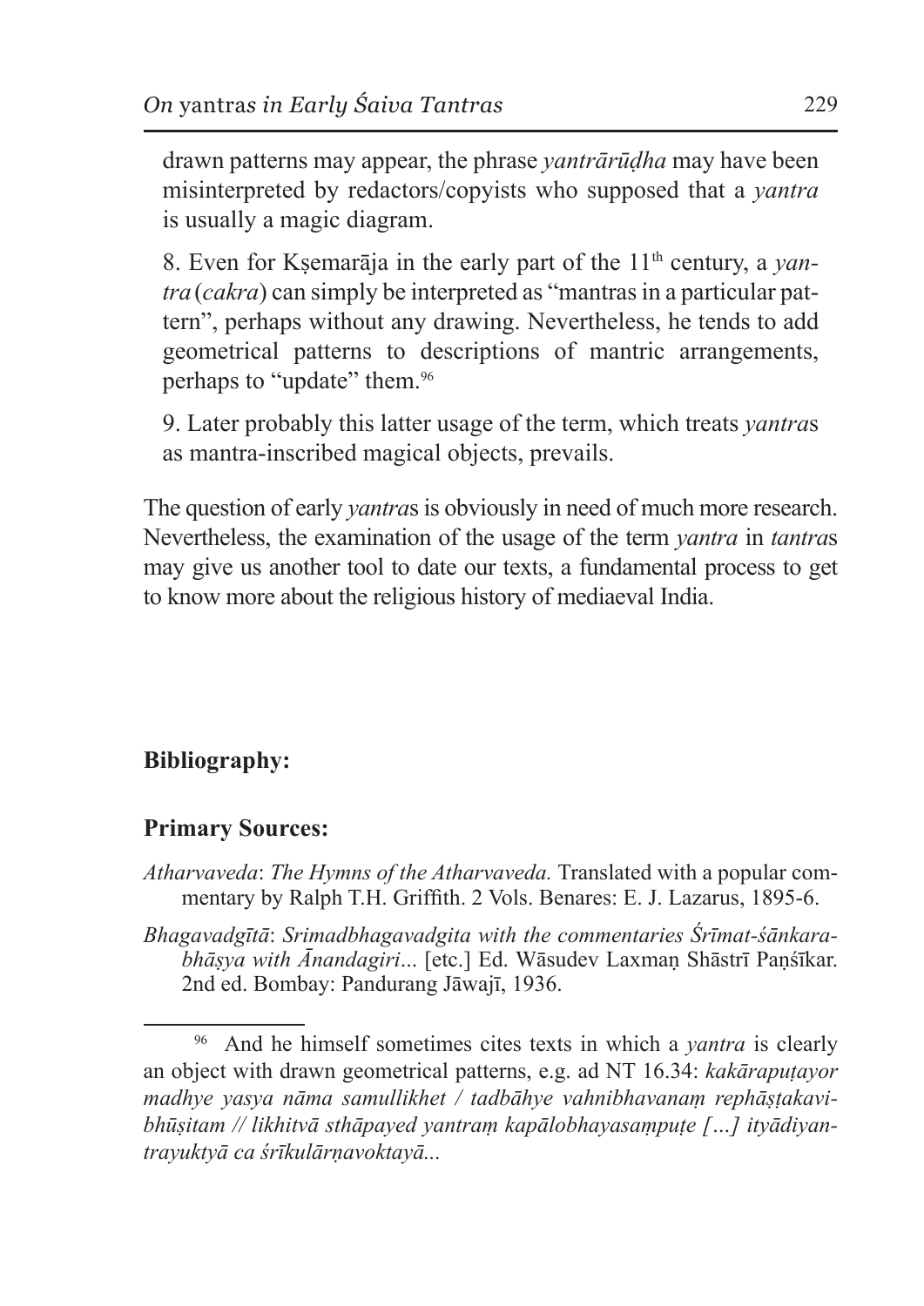drawn patterns may appear, the phrase *yantrārūḍha* may have been misinterpreted by redactors/copyists who supposed that a *yantra* is usually a magic diagram.

8. Even for Kṣemarāja in the early part of the 11th century, a *yantra* (*cakra*) can simply be interpreted as "mantras in a particular pattern", perhaps without any drawing. Nevertheless, he tends to add geometrical patterns to descriptions of mantric arrangements, perhaps to "update" them.[96]

9. Later probably this latter usage of the term, which treats *yantra*s as mantra-inscribed magical objects, prevails.

The question of early *yantra*s is obviously in need of much more research. Nevertheless, the examination of the usage of the term *yantra* in *tantra*s may give us another tool to date our texts, a fundamental process to get to know more about the religious history of mediaeval India.

## Bibliography:

### Primary Sources:

*Atharvaveda*: *The Hymns of the Atharvaveda.* Translated with a popular commentary by Ralph T.H. Griffith. 2 Vols. Benares: E. J. Lazarus, 1895-6.

*Bhagavadgītā*: *Srimadbhagavadgita with the commentaries Śrīmat-śānkarabhāṣya with Ānandagiri*... [etc.] Ed. Wāsudev Laxmaṇ Shāstrī Paṇśīkar. 2nd ed. Bombay: Pandurang Jāwajī, 1936.

---

[96] And he himself sometimes cites texts in which a *yantra* is clearly an object with drawn geometrical patterns, e.g. ad NT 16.34: *kakārapuṭayor madhye yasya nāma samullikhet / tadbāhye vahnibhavanaṃ rephāṣṭakavibhūṣitam // likhitvā sthāpayed yantraṃ kapālobhayasaṃpuṭe […] ityādiyantrayuktyā ca śrīkulārṇavoktayā...*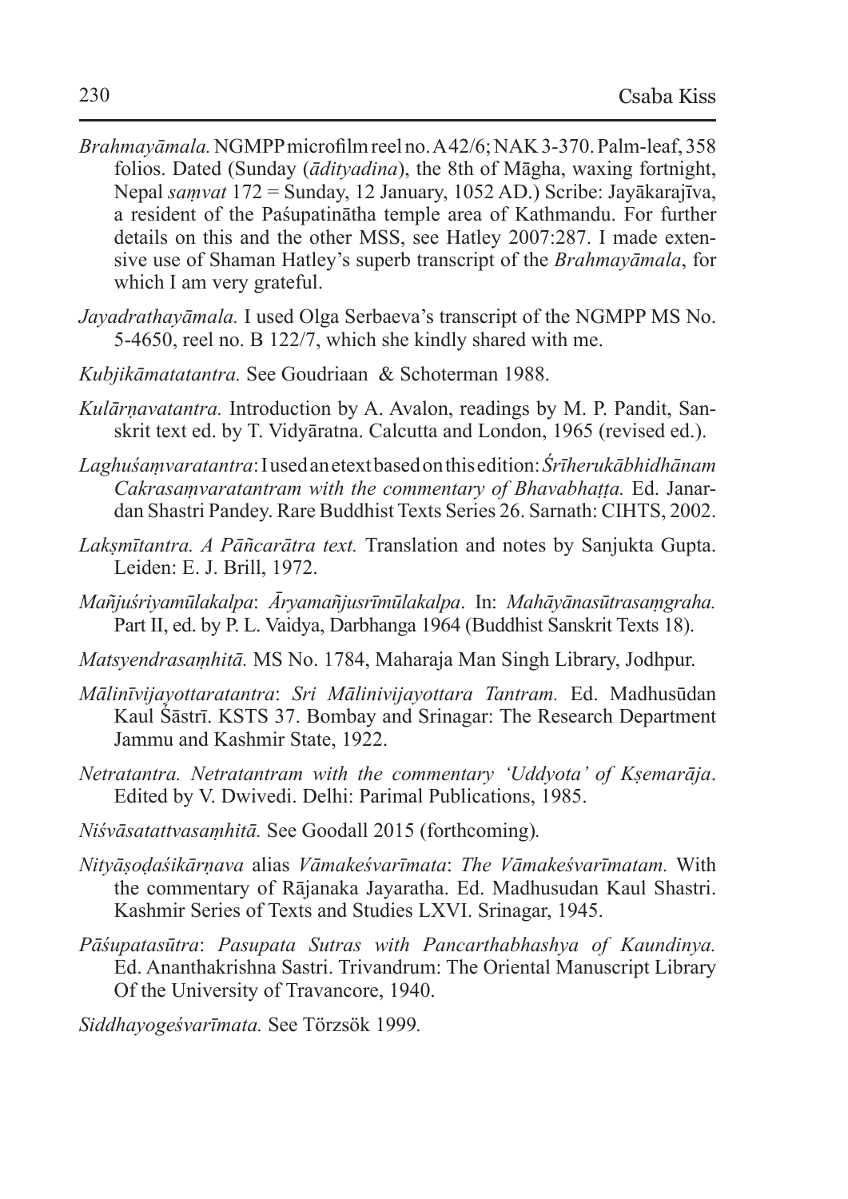*Brahmayāmala.* NGMPP microfilm reel no. A42/6; NAK 3-370. Palm-leaf, 358 folios. Dated (Sunday (*ādityadina*), the 8th of Māgha, waxing fortnight, Nepal *saṃvat* 172 = Sunday, 12 January, 1052 AD.) Scribe: Jayākarajīva, a resident of the Paśupatinātha temple area of Kathmandu. For further details on this and the other MSS, see Hatley 2007:287. I made extensive use of Shaman Hatley's superb transcript of the *Brahmayāmala*, for which I am very grateful.

*Jayadrathayāmala.* I used Olga Serbaeva's transcript of the NGMPP MS No. 5-4650, reel no. B 122/7, which she kindly shared with me.

*Kubjikāmatatantra.* See Goudriaan & Schoterman 1988.

*Kulārṇavatantra.* Introduction by A. Avalon, readings by M. P. Pandit, Sanskrit text ed. by T. Vidyāratna. Calcutta and London, 1965 (revised ed.).

*Laghuśaṃvaratantra*: I used an etext based on this edition: *Śrīherukābhidhānam Cakrasaṃvaratantram with the commentary of Bhavabhaṭṭa.* Ed. Janardan Shastri Pandey. Rare Buddhist Texts Series 26. Sarnath: CIHTS, 2002.

*Lakṣmītantra. A Pāñcarātra text.* Translation and notes by Sanjukta Gupta. Leiden: E. J. Brill, 1972.

*Mañjuśriyamūlakalpa*: *Āryamañjusrīmūlakalpa*. In: *Mahāyānasūtrasaṃgraha.* Part II, ed. by P. L. Vaidya, Darbhanga 1964 (Buddhist Sanskrit Texts 18).

*Matsyendrasaṃhitā.* MS No. 1784, Maharaja Man Singh Library, Jodhpur.

*Mālinīvijayottaratantra*: *Sri Mālinivijayottara Tantram.* Ed. Madhusūdan Kaul Śāstrī. KSTS 37. Bombay and Srinagar: The Research Department Jammu and Kashmir State, 1922.

*Netratantra. Netratantram with the commentary 'Uddyota' of Kṣemarāja*. Edited by V. Dwivedi. Delhi: Parimal Publications, 1985.

*Niśvāsatattvasaṃhitā.* See Goodall 2015 (forthcoming).

*Nityāṣoḍaśikārṇava* alias *Vāmakeśvarīmata*: *The Vāmakeśvarīmatam.* With the commentary of Rājanaka Jayaratha. Ed. Madhusudan Kaul Shastri. Kashmir Series of Texts and Studies LXVI. Srinagar, 1945.

*Pāśupatasūtra*: *Pasupata Sutras with Pancarthabhashya of Kaundinya.* Ed. Ananthakrishna Sastri. Trivandrum: The Oriental Manuscript Library Of the University of Travancore, 1940.

*Siddhayogeśvarīmata.* See Törzsök 1999.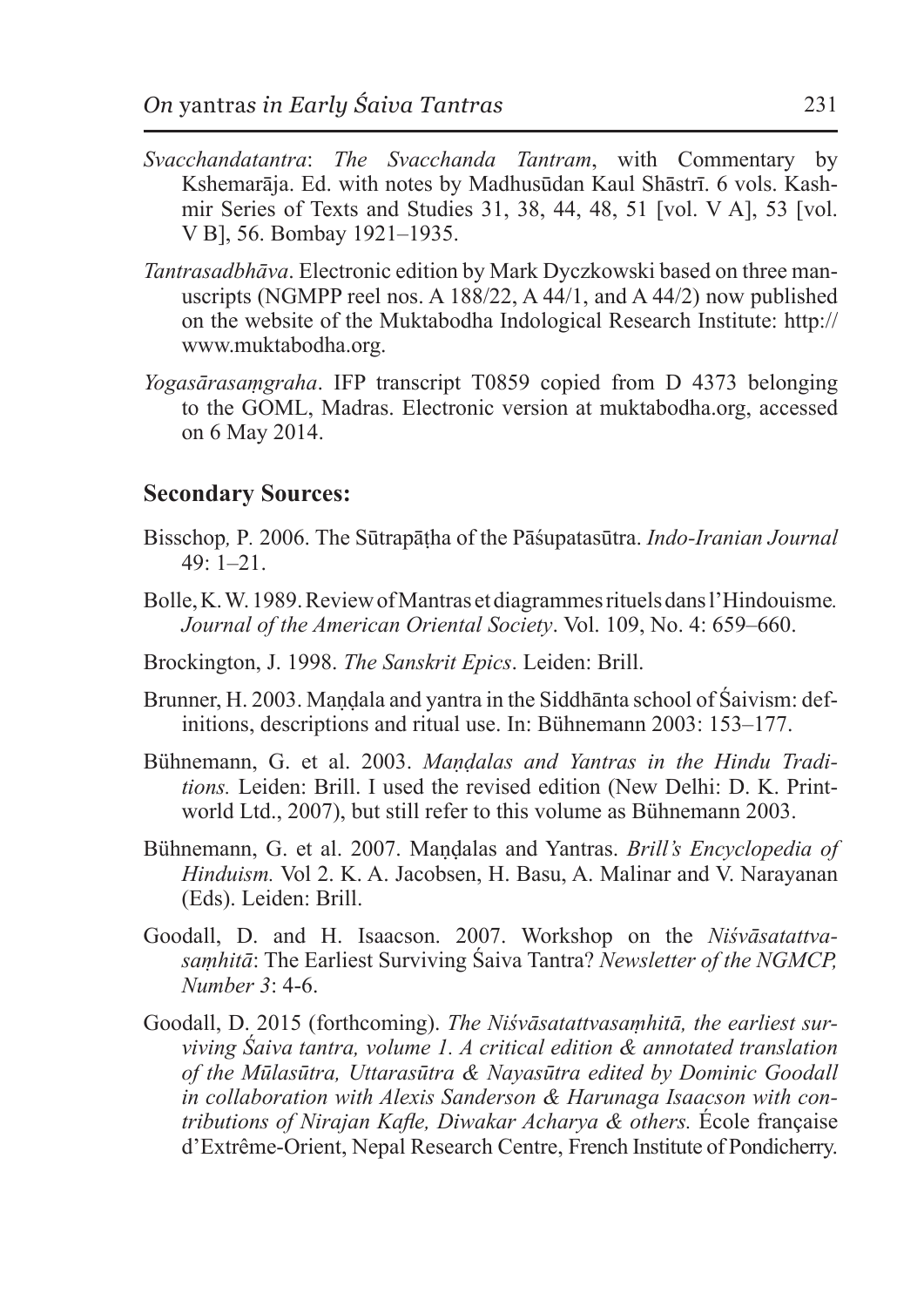*Svacchandatantra*: *The Svacchanda Tantram*, with Commentary by Kshemarāja. Ed. with notes by Madhusūdan Kaul Shāstrī. 6 vols. Kashmir Series of Texts and Studies 31, 38, 44, 48, 51 [vol. V A], 53 [vol. V B], 56. Bombay 1921–1935.

*Tantrasadbhāva*. Electronic edition by Mark Dyczkowski based on three manuscripts (NGMPP reel nos. A 188/22, A 44/1, and A 44/2) now published on the website of the Muktabodha Indological Research Institute: http://www.muktabodha.org.

*Yogasārasaṃgraha*. IFP transcript T0859 copied from D 4373 belonging to the GOML, Madras. Electronic version at muktabodha.org, accessed on 6 May 2014.

## Secondary Sources:

Bisschop*,* P. 2006. The Sūtrapāṭha of the Pāśupatasūtra. *Indo-Iranian Journal* 49: 1–21.

Bolle, K. W. 1989. Review of Mantras et diagrammes rituels dans l'Hindouisme*. Journal of the American Oriental Society*. Vol. 109, No. 4: 659–660.

Brockington, J. 1998. *The Sanskrit Epics*. Leiden: Brill.

Brunner, H. 2003. Maṇḍala and yantra in the Siddhānta school of Śaivism: definitions, descriptions and ritual use. In: Bühnemann 2003: 153–177.

Bühnemann, G. et al. 2003. *Maṇḍalas and Yantras in the Hindu Traditions.* Leiden: Brill. I used the revised edition (New Delhi: D. K. Printworld Ltd., 2007), but still refer to this volume as Bühnemann 2003.

Bühnemann, G. et al. 2007. Maṇḍalas and Yantras. *Brill's Encyclopedia of Hinduism.* Vol 2. K. A. Jacobsen, H. Basu, A. Malinar and V. Narayanan (Eds). Leiden: Brill.

Goodall, D. and H. Isaacson. 2007. Workshop on the *Niśvāsatattvasaṃhitā*: The Earliest Surviving Śaiva Tantra? *Newsletter of the NGMCP, Number 3*: 4-6.

Goodall, D. 2015 (forthcoming). *The Niśvāsatattvasaṃhitā, the earliest surviving Śaiva tantra, volume 1. A critical edition & annotated translation of the Mūlasūtra, Uttarasūtra & Nayasūtra edited by Dominic Goodall in collaboration with Alexis Sanderson & Harunaga Isaacson with contributions of Nirajan Kafle, Diwakar Acharya & others.* École française d'Extrême-Orient, Nepal Research Centre, French Institute of Pondicherry.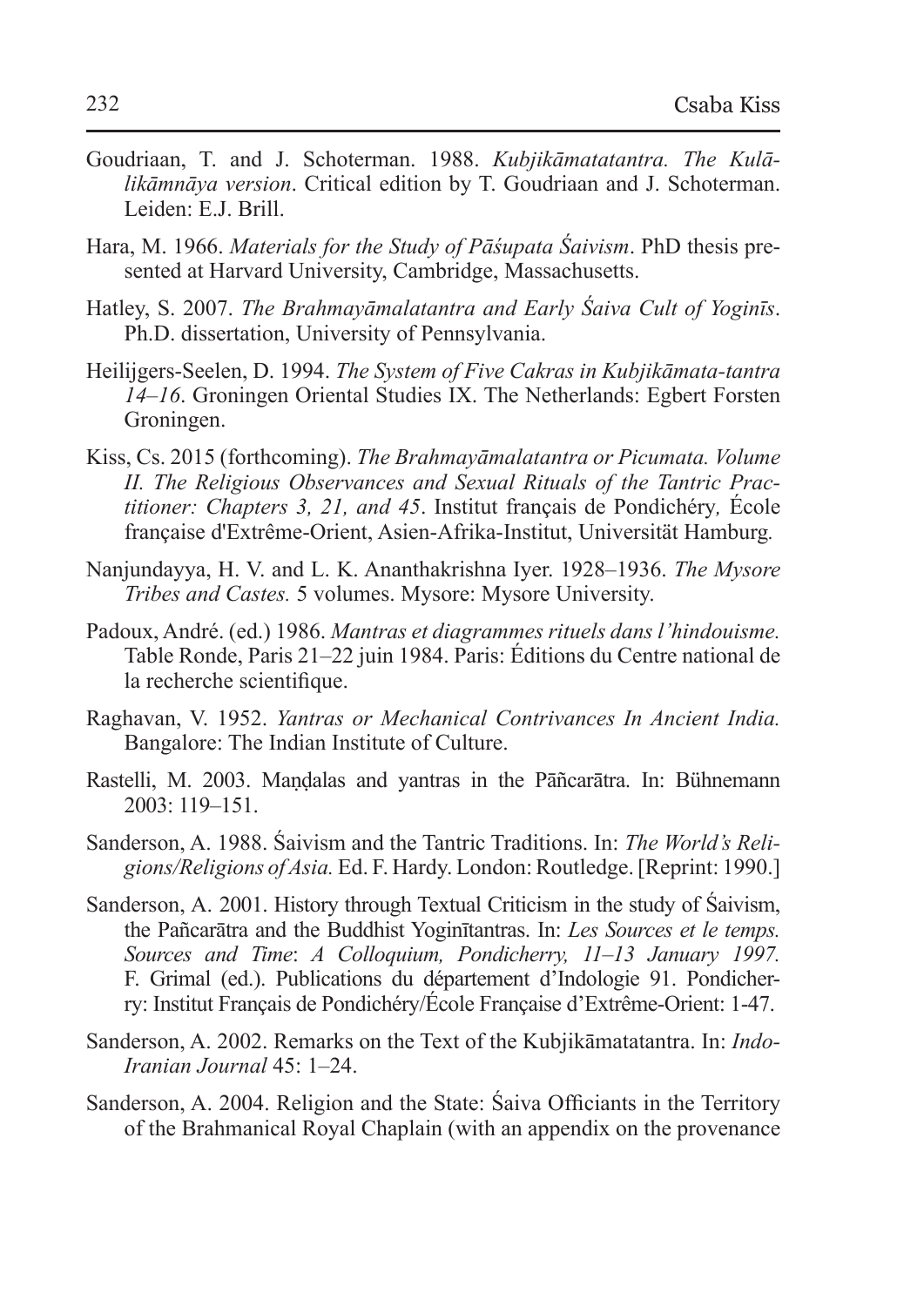Goudriaan, T. and J. Schoterman. 1988. *Kubjikāmatatantra. The Kulālikāmnāya version*. Critical edition by T. Goudriaan and J. Schoterman. Leiden: E.J. Brill.

Hara, M. 1966. *Materials for the Study of Pāśupata Śaivism*. PhD thesis presented at Harvard University, Cambridge, Massachusetts.

Hatley, S. 2007. *The Brahmayāmalatantra and Early Śaiva Cult of Yoginīs*. Ph.D. dissertation, University of Pennsylvania.

Heilijgers-Seelen, D. 1994. *The System of Five Cakras in Kubjikāmata-tantra 14–16*. Groningen Oriental Studies IX. The Netherlands: Egbert Forsten Groningen.

Kiss, Cs. 2015 (forthcoming). *The Brahmayāmalatantra or Picumata. Volume II. The Religious Observances and Sexual Rituals of the Tantric Practitioner: Chapters 3, 21, and 45*. Institut français de Pondichéry, École française d'Extrême-Orient, Asien-Afrika-Institut, Universität Hamburg.

Nanjundayya, H. V. and L. K. Ananthakrishna Iyer. 1928–1936. *The Mysore Tribes and Castes.* 5 volumes. Mysore: Mysore University.

Padoux, André. (ed.) 1986. *Mantras et diagrammes rituels dans l'hindouisme.* Table Ronde, Paris 21–22 juin 1984. Paris: Éditions du Centre national de la recherche scientifique.

Raghavan, V. 1952. *Yantras or Mechanical Contrivances In Ancient India.* Bangalore: The Indian Institute of Culture.

Rastelli, M. 2003. Maṇḍalas and yantras in the Pāñcarātra. In: Bühnemann 2003: 119–151.

Sanderson, A. 1988. Śaivism and the Tantric Traditions. In: *The World's Religions/Religions of Asia.* Ed. F. Hardy. London: Routledge. [Reprint: 1990.]

Sanderson, A. 2001. History through Textual Criticism in the study of Śaivism, the Pañcarātra and the Buddhist Yoginītantras. In: *Les Sources et le temps. Sources and Time*: *A Colloquium, Pondicherry, 11–13 January 1997.* F. Grimal (ed.). Publications du département d'Indologie 91. Pondicherry: Institut Français de Pondichéry/École Française d'Extrême-Orient: 1-47.

Sanderson, A. 2002. Remarks on the Text of the Kubjikāmatatantra. In: *Indo-Iranian Journal* 45: 1–24.

Sanderson, A. 2004. Religion and the State: Śaiva Officiants in the Territory of the Brahmanical Royal Chaplain (with an appendix on the provenance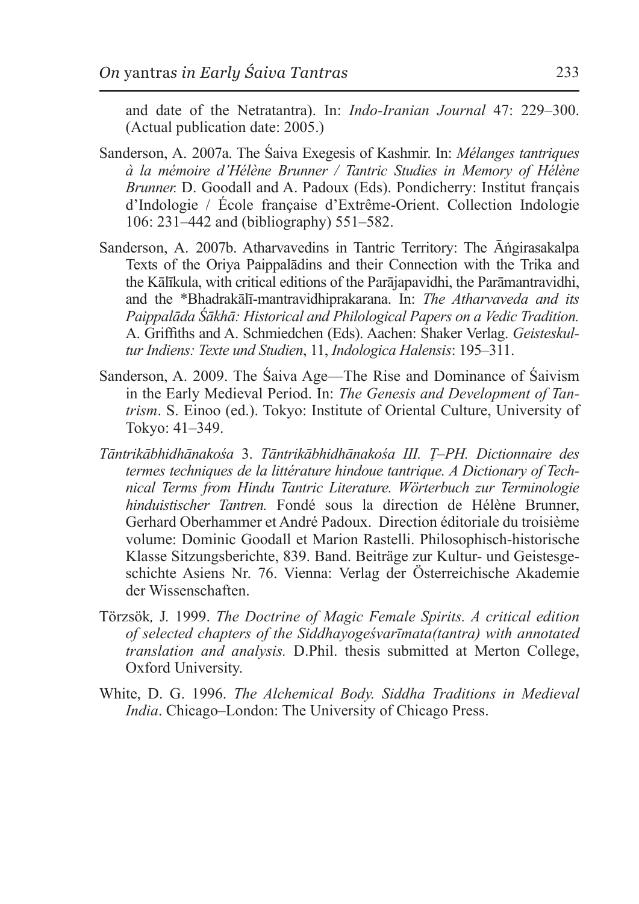and date of the Netratantra). In: *Indo-Iranian Journal* 47: 229–300. (Actual publication date: 2005.)

Sanderson, A. 2007a. The Śaiva Exegesis of Kashmir. In: *Mélanges tantriques à la mémoire d'Hélène Brunner / Tantric Studies in Memory of Hélène Brunner.* D. Goodall and A. Padoux (Eds). Pondicherry: Institut français d'Indologie / École française d'Extrême-Orient. Collection Indologie 106: 231–442 and (bibliography) 551–582.

Sanderson, A. 2007b. Atharvavedins in Tantric Territory: The Āṅgirasakalpa Texts of the Oriya Paippalādins and their Connection with the Trika and the Kālīkula, with critical editions of the Parājapavidhi, the Parāmantravidhi, and the *Bhadrakālī-mantravidhiprakarana. In: *The Atharvaveda and its Paippalāda Śākhā: Historical and Philological Papers on a Vedic Tradition.* A. Griffiths and A. Schmiedchen (Eds). Aachen: Shaker Verlag. *Geisteskultur Indiens: Texte und Studien*, 11, *Indologica Halensis*: 195–311.

Sanderson, A. 2009. The Śaiva Age—The Rise and Dominance of Śaivism in the Early Medieval Period. In: *The Genesis and Development of Tantrism*. S. Einoo (ed.). Tokyo: Institute of Oriental Culture, University of Tokyo: 41–349.

*Tāntrikābhidhānakośa* 3. *Tāntrikābhidhānakośa III. Ṭ–PH. Dictionnaire des termes techniques de la littérature hindoue tantrique. A Dictionary of Technical Terms from Hindu Tantric Literature. Wörterbuch zur Terminologie hinduistischer Tantren.* Fondé sous la direction de Hélène Brunner, Gerhard Oberhammer et André Padoux. Direction éditoriale du troisième volume: Dominic Goodall et Marion Rastelli. Philosophisch-historische Klasse Sitzungsberichte, 839. Band. Beiträge zur Kultur- und Geistesgeschichte Asiens Nr. 76. Vienna: Verlag der Österreichische Akademie der Wissenschaften.

Törzsök*,* J*.* 1999. *The Doctrine of Magic Female Spirits. A critical edition of selected chapters of the Siddhayogeśvarīmata(tantra) with annotated translation and analysis.* D.Phil. thesis submitted at Merton College, Oxford University.

White, D. G. 1996. *The Alchemical Body. Siddha Traditions in Medieval India*. Chicago–London: The University of Chicago Press.